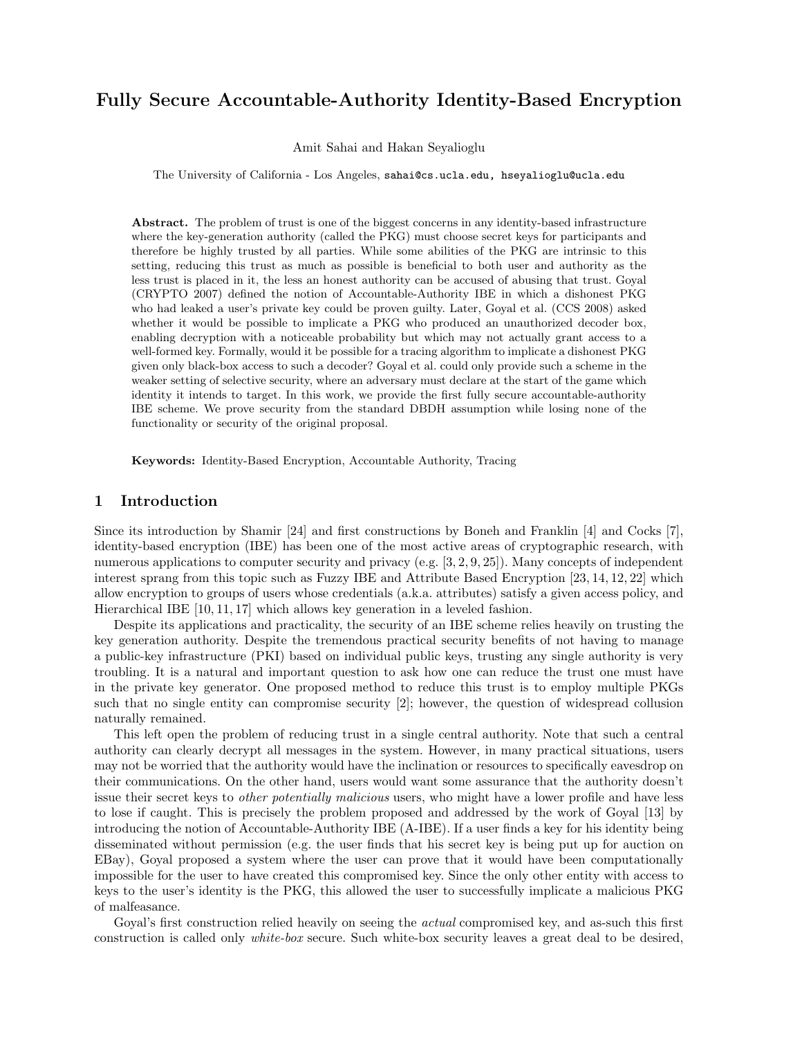# Fully Secure Accountable-Authority Identity-Based Encryption

Amit Sahai and Hakan Seyalioglu

The University of California - Los Angeles, sahai@cs.ucla.edu, hseyalioglu@ucla.edu

**Abstract.** The problem of trust is one of the biggest concerns in any identity-based infrastructure where the key-generation authority (called the PKG) must choose secret keys for participants and therefore be highly trusted by all parties. While some abilities of the PKG are intrinsic to this setting, reducing this trust as much as possible is beneficial to both user and authority as the less trust is placed in it, the less an honest authority can be accused of abusing that trust. Goyal (CRYPTO 2007) defined the notion of Accountable-Authority IBE in which a dishonest PKG who had leaked a user's private key could be proven guilty. Later, Goyal et al. (CCS 2008) asked whether it would be possible to implicate a PKG who produced an unauthorized decoder box, enabling decryption with a noticeable probability but which may not actually grant access to a well-formed key. Formally, would it be possible for a tracing algorithm to implicate a dishonest PKG given only black-box access to such a decoder? Goyal et al. could only provide such a scheme in the weaker setting of selective security, where an adversary must declare at the start of the game which identity it intends to target. In this work, we provide the first fully secure accountable-authority IBE scheme. We prove security from the standard DBDH assumption while losing none of the functionality or security of the original proposal.

**Keywords:** Identity-Based Encryption, Accountable Authority, Tracing

## 1 Introduction

Since its introduction by Shamir [24] and first constructions by Boneh and Franklin [4] and Cocks [7], identity-based encryption (IBE) has been one of the most active areas of cryptographic research, with numerous applications to computer security and privacy (e.g. [3, 2, 9, 25]). Many concepts of independent interest sprang from this topic such as Fuzzy IBE and Attribute Based Encryption [23, 14, 12, 22] which allow encryption to groups of users whose credentials (a.k.a. attributes) satisfy a given access policy, and Hierarchical IBE [10, 11, 17] which allows key generation in a leveled fashion.

Despite its applications and practicality, the security of an IBE scheme relies heavily on trusting the key generation authority. Despite the tremendous practical security benefits of not having to manage a public-key infrastructure (PKI) based on individual public keys, trusting any single authority is very troubling. It is a natural and important question to ask how one can reduce the trust one must have in the private key generator. One proposed method to reduce this trust is to employ multiple PKGs such that no single entity can compromise security [2]; however, the question of widespread collusion naturally remained.

This left open the problem of reducing trust in a single central authority. Note that such a central authority can clearly decrypt all messages in the system. However, in many practical situations, users may not be worried that the authority would have the inclination or resources to specifically eavesdrop on their communications. On the other hand, users would want some assurance that the authority doesn't issue their secret keys to *other potentially malicious* users, who might have a lower profile and have less to lose if caught. This is precisely the problem proposed and addressed by the work of Goyal [13] by introducing the notion of Accountable-Authority IBE (A-IBE). If a user finds a key for his identity being disseminated without permission (e.g. the user finds that his secret key is being put up for auction on EBay), Goyal proposed a system where the user can prove that it would have been computationally impossible for the user to have created this compromised key. Since the only other entity with access to keys to the user's identity is the PKG, this allowed the user to successfully implicate a malicious PKG of malfeasance.

Goyal's first construction relied heavily on seeing the *actual* compromised key, and as-such this first construction is called only *white-box* secure. Such white-box security leaves a great deal to be desired,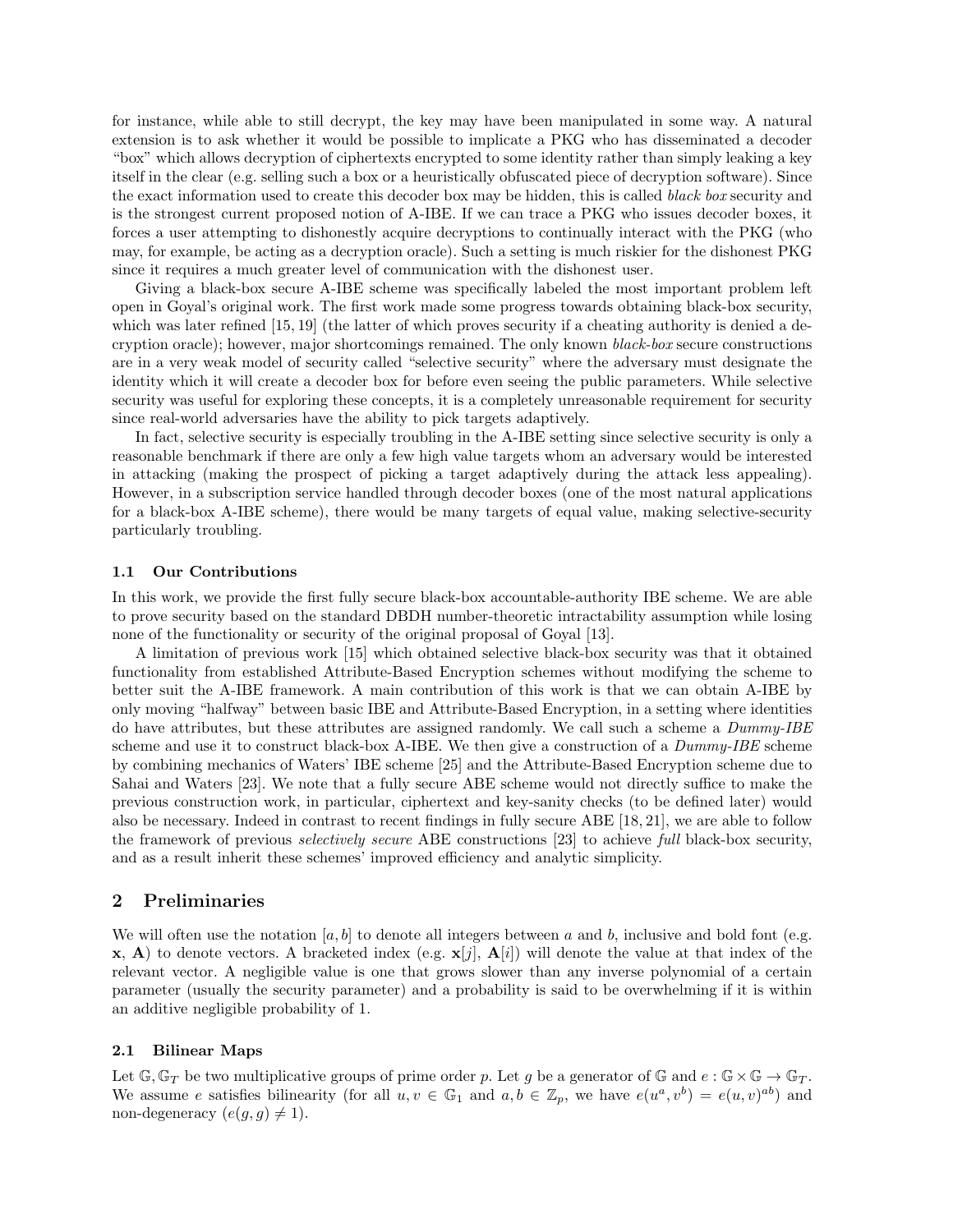for instance, while able to still decrypt, the key may have been manipulated in some way. A natural extension is to ask whether it would be possible to implicate a PKG who has disseminated a decoder "box" which allows decryption of ciphertexts encrypted to some identity rather than simply leaking a key itself in the clear (e.g. selling such a box or a heuristically obfuscated piece of decryption software). Since the exact information used to create this decoder box may be hidden, this is called *black box* security and is the strongest current proposed notion of A-IBE. If we can trace a PKG who issues decoder boxes, it forces a user attempting to dishonestly acquire decryptions to continually interact with the PKG (who may, for example, be acting as a decryption oracle). Such a setting is much riskier for the dishonest PKG since it requires a much greater level of communication with the dishonest user.

Giving a black-box secure A-IBE scheme was specifically labeled the most important problem left open in Goyal's original work. The first work made some progress towards obtaining black-box security, which was later refined [15, 19] (the latter of which proves security if a cheating authority is denied a decryption oracle); however, major shortcomings remained. The only known *black-box* secure constructions are in a very weak model of security called "selective security" where the adversary must designate the identity which it will create a decoder box for before even seeing the public parameters. While selective security was useful for exploring these concepts, it is a completely unreasonable requirement for security since real-world adversaries have the ability to pick targets adaptively.

In fact, selective security is especially troubling in the A-IBE setting since selective security is only a reasonable benchmark if there are only a few high value targets whom an adversary would be interested in attacking (making the prospect of picking a target adaptively during the attack less appealing). However, in a subscription service handled through decoder boxes (one of the most natural applications for a black-box A-IBE scheme), there would be many targets of equal value, making selective-security particularly troubling.

### 1.1 Our Contributions

In this work, we provide the first fully secure black-box accountable-authority IBE scheme. We are able to prove security based on the standard DBDH number-theoretic intractability assumption while losing none of the functionality or security of the original proposal of Goyal [13].

A limitation of previous work [15] which obtained selective black-box security was that it obtained functionality from established Attribute-Based Encryption schemes without modifying the scheme to better suit the A-IBE framework. A main contribution of this work is that we can obtain A-IBE by only moving "halfway" between basic IBE and Attribute-Based Encryption, in a setting where identities do have attributes, but these attributes are assigned randomly. We call such a scheme a *Dummy-IBE* scheme and use it to construct black-box A-IBE. We then give a construction of a *Dummy-IBE* scheme by combining mechanics of Waters' IBE scheme [25] and the Attribute-Based Encryption scheme due to Sahai and Waters [23]. We note that a fully secure ABE scheme would not directly suffice to make the previous construction work, in particular, ciphertext and key-sanity checks (to be defined later) would also be necessary. Indeed in contrast to recent findings in fully secure ABE [18, 21], we are able to follow the framework of previous *selectively secure* ABE constructions [23] to achieve *full* black-box security, and as a result inherit these schemes' improved efficiency and analytic simplicity.

## 2 Preliminaries

We will often use the notation $[a, b]$ to denote all integers between $a$ and $b$, inclusive and bold font (e.g. $\mathbf{x}$, $\mathbf{A}$) to denote vectors. A bracketed index (e.g. $\mathbf{x}[j]$, $\mathbf{A}[i]$) will denote the value at that index of the relevant vector. A negligible value is one that grows slower than any inverse polynomial of a certain parameter (usually the security parameter) and a probability is said to be overwhelming if it is within an additive negligible probability of 1.

### 2.1 Bilinear Maps

Let $\mathbb{G}, \mathbb{G}_T$ be two multiplicative groups of prime order $p$. Let $g$ be a generator of $\mathbb{G}$ and $e : \mathbb{G} \times \mathbb{G} \to \mathbb{G}_T$. We assume $e$ satisfies bilinearity (for all $u, v \in \mathbb{G}_1$ and $a, b \in \mathbb{Z}_p$, we have $e(u^a, v^b) = e(u, v)^{ab}$) and non-degeneracy ($e(g, g) \neq 1$).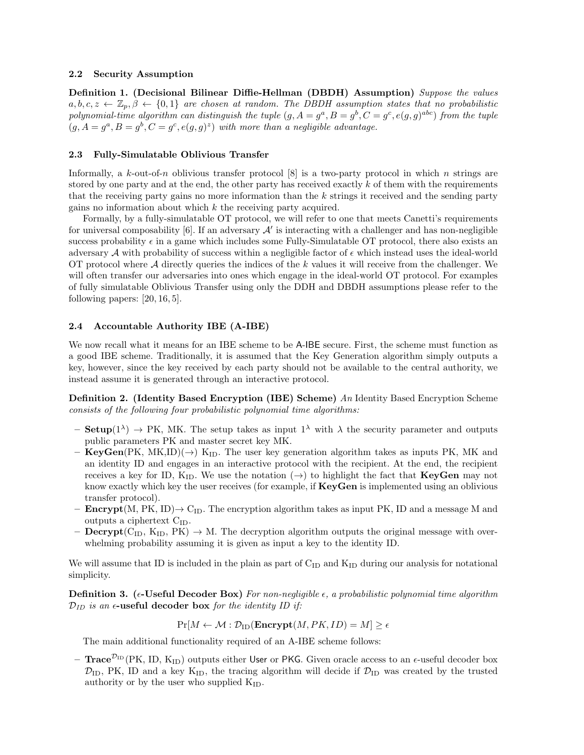### 2.2 Security Assumption

**Definition 1. (Decisional Bilinear Diffie-Hellman (DBDH) Assumption)** *Suppose the values $a, b, c, z \leftarrow \mathbb{Z}_p, \beta \leftarrow \{0, 1\}$ are chosen at random. The DBDH assumption states that no probabilistic polynomial-time algorithm can distinguish the tuple $(g, A = g^a, B = g^b, C = g^c, e(g, g)^{abc})$ from the tuple $(g, A = g^a, B = g^b, C = g^c, e(g, g)^z)$ with more than a negligible advantage.*

### 2.3 Fully-Simulatable Oblivious Transfer

Informally, a $k$-out-of-$n$ oblivious transfer protocol [8] is a two-party protocol in which $n$ strings are stored by one party and at the end, the other party has received exactly $k$ of them with the requirements that the receiving party gains no more information than the $k$ strings it received and the sending party gains no information about which $k$ the receiving party acquired.

Formally, by a fully-simulatable OT protocol, we will refer to one that meets Canetti's requirements for universal composability [6]. If an adversary $\mathcal{A}'$ is interacting with a challenger and has non-negligible success probability $\epsilon$ in a game which includes some Fully-Simulatable OT protocol, there also exists an adversary $\mathcal{A}$ with probability of success within a negligible factor of $\epsilon$ which instead uses the ideal-world OT protocol where $\mathcal{A}$ directly queries the indices of the $k$ values it will receive from the challenger. We will often transfer our adversaries into ones which engage in the ideal-world OT protocol. For examples of fully simulatable Oblivious Transfer using only the DDH and DBDH assumptions please refer to the following papers: [20, 16, 5].

### 2.4 Accountable Authority IBE (A-IBE)

We now recall what it means for an IBE scheme to be A-IBE secure. First, the scheme must function as a good IBE scheme. Traditionally, it is assumed that the Key Generation algorithm simply outputs a key, however, since the key received by each party should not be available to the central authority, we instead assume it is generated through an interactive protocol.

**Definition 2. (Identity Based Encryption (IBE) Scheme)** *An* Identity Based Encryption Scheme *consists of the following four probabilistic polynomial time algorithms:*

- **Setup**$(1^\lambda) \rightarrow$ PK, MK. The setup takes as input $1^\lambda$ with $\lambda$ the security parameter and outputs public parameters PK and master secret key MK.
- **KeyGen**(PK, MK,ID)$(\rightarrow)$ $\mathrm{K_{ID}}$. The user key generation algorithm takes as inputs PK, MK and an identity ID and engages in an interactive protocol with the recipient. At the end, the recipient receives a key for ID, $\mathrm{K_{ID}}$. We use the notation $(\rightarrow)$ to highlight the fact that **KeyGen** may not know exactly which key the user receives (for example, if **KeyGen** is implemented using an oblivious transfer protocol).
- **Encrypt**(M, PK, ID)$\rightarrow$ $\mathrm{C_{ID}}$. The encryption algorithm takes input PK, ID and a message M and outputs a ciphertext $\mathrm{C_{ID}}$.
- **Decrypt**($\mathrm{C_{ID}}$, $\mathrm{K_{ID}}$, PK) $\rightarrow$ M. The decryption algorithm outputs the original message with overwhelming probability assuming it is given as input a key to the identity ID.

We will assume that ID is included in the plain as part of $\mathrm{C_{ID}}$ and $\mathrm{K_{ID}}$ during our analysis for notational simplicity.

**Definition 3. ($\epsilon$-Useful Decoder Box)** *For non-negligible $\epsilon$, a probabilistic polynomial time algorithm $\mathcal{D}_{ID}$ is an* **$\epsilon$-useful decoder box** *for the identity ID if:*

$$\Pr[M \leftarrow \mathcal{M} : \mathcal{D}_{\mathrm{ID}}(\mathbf{Encrypt}(M, PK, ID) = M] \geq \epsilon$$

The main additional functionality required of an A-IBE scheme follows:

- **Trace**$^{\mathcal{D}_{\mathrm{ID}}}$(PK, ID, $\mathrm{K_{ID}}$) outputs either User or PKG. Given oracle access to an $\epsilon$-useful decoder box $\mathcal{D}_{\mathrm{ID}}$, PK, ID and a key $\mathrm{K_{ID}}$, the tracing algorithm will decide if $\mathcal{D}_{\mathrm{ID}}$ was created by the trusted authority or by the user who supplied $\mathrm{K_{ID}}$.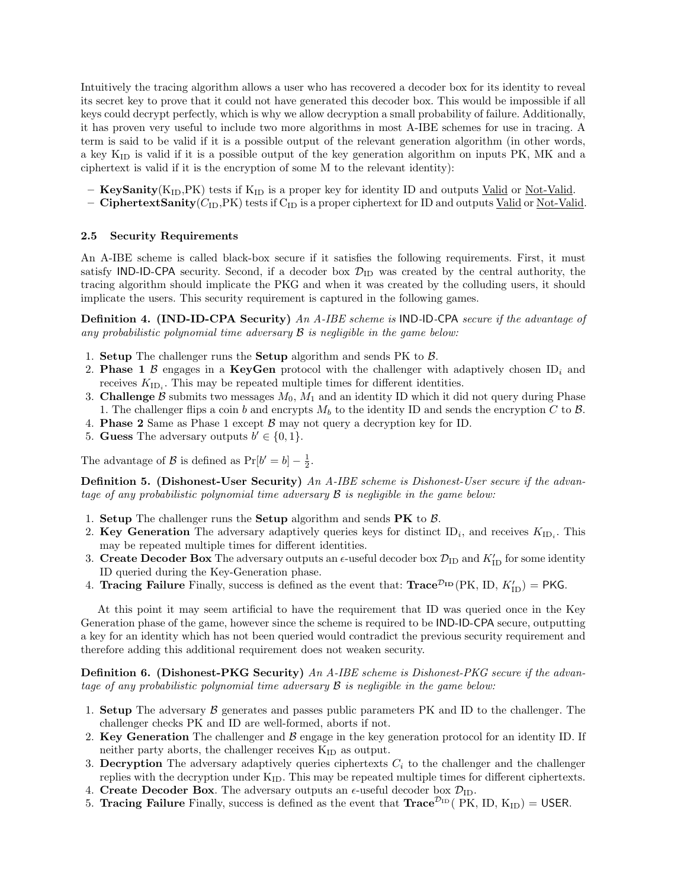Intuitively the tracing algorithm allows a user who has recovered a decoder box for its identity to reveal its secret key to prove that it could not have generated this decoder box. This would be impossible if all keys could decrypt perfectly, which is why we allow decryption a small probability of failure. Additionally, it has proven very useful to include two more algorithms in most A-IBE schemes for use in tracing. A term is said to be valid if it is a possible output of the relevant generation algorithm (in other words, a key $\mathrm{K}_{\mathrm{ID}}$ is valid if it is a possible output of the key generation algorithm on inputs PK, MK and a ciphertext is valid if it is the encryption of some M to the relevant identity):

- **KeySanity**($\mathrm{K}_{\mathrm{ID}}$,PK) tests if $\mathrm{K}_{\mathrm{ID}}$ is a proper key for identity ID and outputs Valid or Not-Valid.
- **CiphertextSanity**($C_{\mathrm{ID}}$,PK) tests if $\mathrm{C}_{\mathrm{ID}}$ is a proper ciphertext for ID and outputs Valid or Not-Valid.

### 2.5 Security Requirements

An A-IBE scheme is called black-box secure if it satisfies the following requirements. First, it must satisfy IND-ID-CPA security. Second, if a decoder box $\mathcal{D}_{\mathrm{ID}}$ was created by the central authority, the tracing algorithm should implicate the PKG and when it was created by the colluding users, it should implicate the users. This security requirement is captured in the following games.

**Definition 4. (IND-ID-CPA Security)** *An A-IBE scheme is* IND-ID-CPA *secure if the advantage of any probabilistic polynomial time adversary $\mathcal{B}$ is negligible in the game below:*

1. **Setup** The challenger runs the **Setup** algorithm and sends PK to $\mathcal{B}$.
2. **Phase 1** $\mathcal{B}$ engages in a **KeyGen** protocol with the challenger with adaptively chosen $\mathrm{ID}_i$ and receives $K_{\mathrm{ID}_i}$. This may be repeated multiple times for different identities.
3. **Challenge** $\mathcal{B}$ submits two messages $M_0$, $M_1$ and an identity ID which it did not query during Phase 1. The challenger flips a coin $b$ and encrypts $M_b$ to the identity ID and sends the encryption $C$ to $\mathcal{B}$.
4. **Phase 2** Same as Phase 1 except $\mathcal{B}$ may not query a decryption key for ID.
5. **Guess** The adversary outputs $b' \in \{0, 1\}$.

The advantage of $\mathcal{B}$ is defined as $\Pr[b' = b] - \frac{1}{2}$.

**Definition 5. (Dishonest-User Security)** *An A-IBE scheme is Dishonest-User secure if the advantage of any probabilistic polynomial time adversary $\mathcal{B}$ is negligible in the game below:*

1. **Setup** The challenger runs the **Setup** algorithm and sends **PK** to $\mathcal{B}$.
2. **Key Generation** The adversary adaptively queries keys for distinct $\mathrm{ID}_i$, and receives $K_{\mathrm{ID}_i}$. This may be repeated multiple times for different identities.
3. **Create Decoder Box** The adversary outputs an $\epsilon$-useful decoder box $\mathcal{D}_{\mathrm{ID}}$ and $K'_{\mathrm{ID}}$ for some identity ID queried during the Key-Generation phase.
4. **Tracing Failure** Finally, success is defined as the event that: $\mathbf{Trace}^{\mathcal{D}_{\mathrm{ID}}}(\mathrm{PK}, \mathrm{ID}, K'_{\mathrm{ID}}) = \mathsf{PKG}$.

At this point it may seem artificial to have the requirement that ID was queried once in the Key Generation phase of the game, however since the scheme is required to be IND-ID-CPA secure, outputting a key for an identity which has not been queried would contradict the previous security requirement and therefore adding this additional requirement does not weaken security.

**Definition 6. (Dishonest-PKG Security)** *An A-IBE scheme is Dishonest-PKG secure if the advantage of any probabilistic polynomial time adversary $\mathcal{B}$ is negligible in the game below:*

1. **Setup** The adversary $\mathcal{B}$ generates and passes public parameters PK and ID to the challenger. The challenger checks PK and ID are well-formed, aborts if not.
2. **Key Generation** The challenger and $\mathcal{B}$ engage in the key generation protocol for an identity ID. If neither party aborts, the challenger receives $\mathrm{K}_{\mathrm{ID}}$ as output.
3. **Decryption** The adversary adaptively queries ciphertexts $C_i$ to the challenger and the challenger replies with the decryption under $\mathrm{K}_{\mathrm{ID}}$. This may be repeated multiple times for different ciphertexts.
4. **Create Decoder Box**. The adversary outputs an $\epsilon$-useful decoder box $\mathcal{D}_{\mathrm{ID}}$.
5. **Tracing Failure** Finally, success is defined as the event that $\mathbf{Trace}^{\mathcal{D}_{\mathrm{ID}}}(\mathrm{PK}, \mathrm{ID}, \mathrm{K}_{\mathrm{ID}}) = \mathsf{USER}$.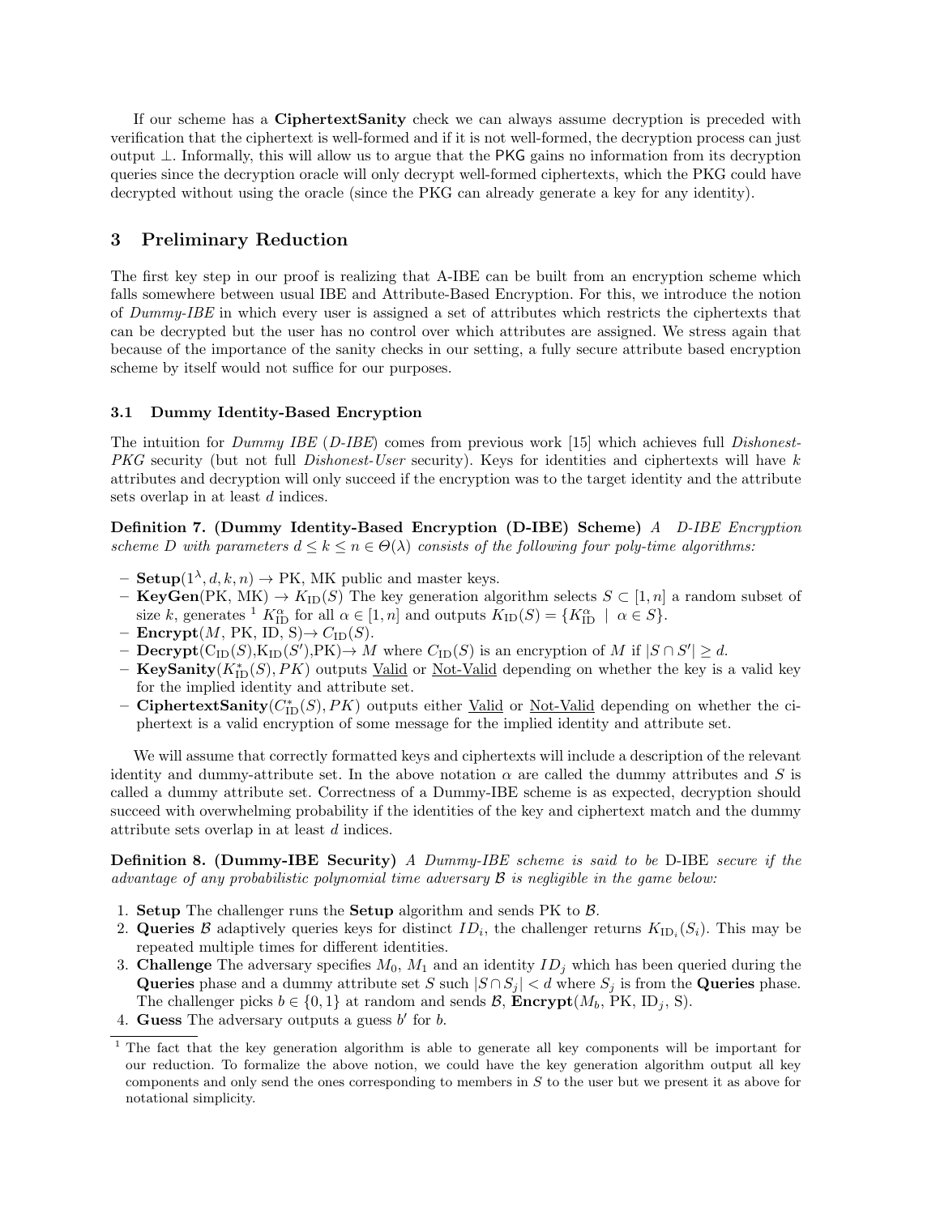If our scheme has a **CiphertextSanity** check we can always assume decryption is preceded with verification that the ciphertext is well-formed and if it is not well-formed, the decryption process can just output $\perp$. Informally, this will allow us to argue that the PKG gains no information from its decryption queries since the decryption oracle will only decrypt well-formed ciphertexts, which the PKG could have decrypted without using the oracle (since the PKG can already generate a key for any identity).

## 3 Preliminary Reduction

The first key step in our proof is realizing that A-IBE can be built from an encryption scheme which falls somewhere between usual IBE and Attribute-Based Encryption. For this, we introduce the notion of *Dummy-IBE* in which every user is assigned a set of attributes which restricts the ciphertexts that can be decrypted but the user has no control over which attributes are assigned. We stress again that because of the importance of the sanity checks in our setting, a fully secure attribute based encryption scheme by itself would not suffice for our purposes.

### 3.1 Dummy Identity-Based Encryption

The intuition for *Dummy IBE* (*D-IBE*) comes from previous work [15] which achieves full *Dishonest-PKG* security (but not full *Dishonest-User* security). Keys for identities and ciphertexts will have $k$ attributes and decryption will only succeed if the encryption was to the target identity and the attribute sets overlap in at least $d$ indices.

**Definition 7. (Dummy Identity-Based Encryption (D-IBE) Scheme)** *A D-IBE Encryption scheme $D$ with parameters $d \leq k \leq n \in \Theta(\lambda)$ consists of the following four poly-time algorithms:*

- **Setup**$(1^\lambda, d, k, n) \rightarrow$ PK, MK public and master keys.
- **KeyGen**(PK, MK) $\rightarrow K_{\text{ID}}(S)$ The key generation algorithm selects $S \subset [1, n]$ a random subset of size $k$, generates [1] $K^{\alpha}_{\text{ID}}$ for all $\alpha \in [1, n]$ and outputs $K_{\text{ID}}(S) = \{K^{\alpha}_{\text{ID}} \mid \alpha \in S\}$.
- **Encrypt**$(M, \text{PK}, \text{ID}, \text{S}) \rightarrow C_{\text{ID}}(S)$.
- **Decrypt**$(\text{C}_{\text{ID}}(S), \text{K}_{\text{ID}}(S'), \text{PK}) \rightarrow M$ where $C_{\text{ID}}(S)$ is an encryption of $M$ if $|S \cap S'| \geq d$.
- **KeySanity**$(K^{*}_{\text{ID}}(S), PK)$ outputs Valid or Not-Valid depending on whether the key is a valid key for the implied identity and attribute set.
- **CiphertextSanity**$(C^{*}_{\text{ID}}(S), PK)$ outputs either Valid or Not-Valid depending on whether the ciphertext is a valid encryption of some message for the implied identity and attribute set.

We will assume that correctly formatted keys and ciphertexts will include a description of the relevant identity and dummy-attribute set. In the above notation $\alpha$ are called the dummy attributes and $S$ is called a dummy attribute set. Correctness of a Dummy-IBE scheme is as expected, decryption should succeed with overwhelming probability if the identities of the key and ciphertext match and the dummy attribute sets overlap in at least $d$ indices.

**Definition 8. (Dummy-IBE Security)** *A Dummy-IBE scheme is said to be* D-IBE *secure if the advantage of any probabilistic polynomial time adversary $\mathcal{B}$ is negligible in the game below:*

1. **Setup** The challenger runs the **Setup** algorithm and sends PK to $\mathcal{B}$.
2. **Queries** $\mathcal{B}$ adaptively queries keys for distinct $ID_i$, the challenger returns $K_{\text{ID}_i}(S_i)$. This may be repeated multiple times for different identities.
3. **Challenge** The adversary specifies $M_0$, $M_1$ and an identity $ID_j$ which has been queried during the **Queries** phase and a dummy attribute set $S$ such $|S \cap S_j| < d$ where $S_j$ is from the **Queries** phase. The challenger picks $b \in \{0, 1\}$ at random and sends $\mathcal{B}$, **Encrypt**$(M_b, \text{PK}, \text{ID}_j, \text{S})$.
4. **Guess** The adversary outputs a guess $b'$ for $b$.

[1] The fact that the key generation algorithm is able to generate all key components will be important for our reduction. To formalize the above notion, we could have the key generation algorithm output all key components and only send the ones corresponding to members in $S$ to the user but we present it as above for notational simplicity.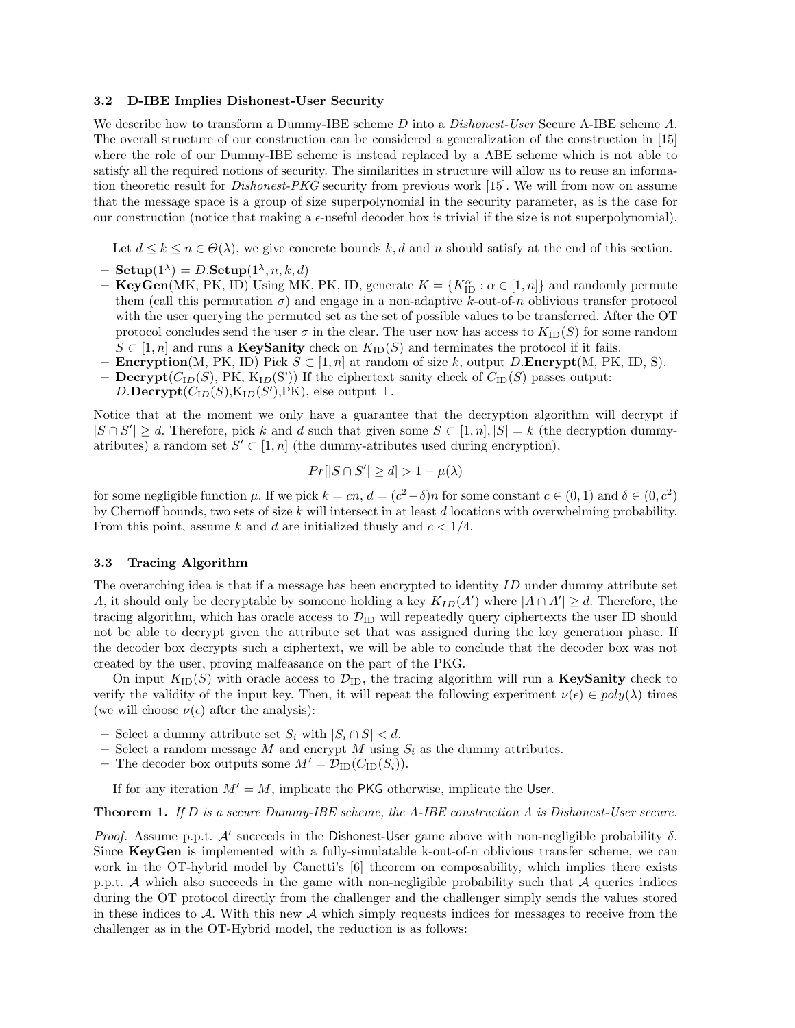### 3.2 D-IBE Implies Dishonest-User Security

We describe how to transform a Dummy-IBE scheme $D$ into a *Dishonest-User* Secure A-IBE scheme $A$. The overall structure of our construction can be considered a generalization of the construction in [15] where the role of our Dummy-IBE scheme is instead replaced by a ABE scheme which is not able to satisfy all the required notions of security. The similarities in structure will allow us to reuse an information theoretic result for *Dishonest-PKG* security from previous work [15]. We will from now on assume that the message space is a group of size superpolynomial in the security parameter, as is the case for our construction (notice that making a $\epsilon$-useful decoder box is trivial if the size is not superpolynomial).

Let $d \leq k \leq n \in \Theta(\lambda)$, we give concrete bounds $k, d$ and $n$ should satisfy at the end of this section.

- **Setup**$(1^\lambda) = D.$**Setup**$(1^\lambda, n, k, d)$
- **KeyGen**(MK, PK, ID) Using MK, PK, ID, generate $K = \{K^{\alpha}_{\text{ID}} : \alpha \in [1, n]\}$ and randomly permute them (call this permutation $\sigma$) and engage in a non-adaptive $k$-out-of-$n$ oblivious transfer protocol with the user querying the permuted set as the set of possible values to be transferred. After the OT protocol concludes send the user $\sigma$ in the clear. The user now has access to $K_{\text{ID}}(S)$ for some random $S \subset [1, n]$ and runs a **KeySanity** check on $K_{\text{ID}}(S)$ and terminates the protocol if it fails.
- **Encryption**(M, PK, ID) Pick $S \subset [1, n]$ at random of size $k$, output $D.$**Encrypt**(M, PK, ID, S).
- **Decrypt**($C_{\text{ID}}(S)$, PK, $K_{ID}$(S')) If the ciphertext sanity check of $C_{\text{ID}}(S)$ passes output: $D.$**Decrypt**($C_{\text{ID}}(S)$,$K_{\text{ID}}(S')$,PK), else output $\perp$.

Notice that at the moment we only have a guarantee that the decryption algorithm will decrypt if $|S \cap S'| \geq d$. Therefore, pick $k$ and $d$ such that given some $S \subset [1, n], |S| = k$ (the decryption dummy-atributes) a random set $S' \subset [1, n]$ (the dummy-atributes used during encryption),

$$Pr[|S \cap S'| \geq d] > 1 - \mu(\lambda)$$

for some negligible function $\mu$. If we pick $k = cn$, $d = (c^2 - \delta)n$ for some constant $c \in (0, 1)$ and $\delta \in (0, c^2)$ by Chernoff bounds, two sets of size $k$ will intersect in at least $d$ locations with overwhelming probability. From this point, assume $k$ and $d$ are initialized thusly and $c < 1/4$.

### 3.3 Tracing Algorithm

The overarching idea is that if a message has been encrypted to identity $ID$ under dummy attribute set $A$, it should only be decryptable by someone holding a key $K_{ID}(A')$ where $|A \cap A'| \geq d$. Therefore, the tracing algorithm, which has oracle access to $\mathcal{D}_{\text{ID}}$ will repeatedly query ciphertexts the user ID should not be able to decrypt given the attribute set that was assigned during the key generation phase. If the decoder box decrypts such a ciphertext, we will be able to conclude that the decoder box was not created by the user, proving malfeasance on the part of the PKG.

On input $K_{\text{ID}}(S)$ with oracle access to $\mathcal{D}_{\text{ID}}$, the tracing algorithm will run a **KeySanity** check to verify the validity of the input key. Then, it will repeat the following experiment $\nu(\epsilon) \in poly(\lambda)$ times (we will choose $\nu(\epsilon)$ after the analysis):

- Select a dummy attribute set $S_i$ with $|S_i \cap S| < d$.
- Select a random message $M$ and encrypt $M$ using $S_i$ as the dummy attributes.
- The decoder box outputs some $M' = \mathcal{D}_{\text{ID}}(C_{\text{ID}}(S_i))$.

If for any iteration $M' = M$, implicate the PKG otherwise, implicate the User.

**Theorem 1.** *If $D$ is a secure Dummy-IBE scheme, the A-IBE construction $A$ is Dishonest-User secure.*

*Proof.* Assume p.p.t. $\mathcal{A}'$ succeeds in the Dishonest-User game above with non-negligible probability $\delta$. Since **KeyGen** is implemented with a fully-simulatable k-out-of-n oblivious transfer scheme, we can work in the OT-hybrid model by Canetti's [6] theorem on composability, which implies there exists p.p.t. $\mathcal{A}$ which also succeeds in the game with non-negligible probability such that $\mathcal{A}$ queries indices during the OT protocol directly from the challenger and the challenger simply sends the values stored in these indices to $\mathcal{A}$. With this new $\mathcal{A}$ which simply requests indices for messages to receive from the challenger as in the OT-Hybrid model, the reduction is as follows: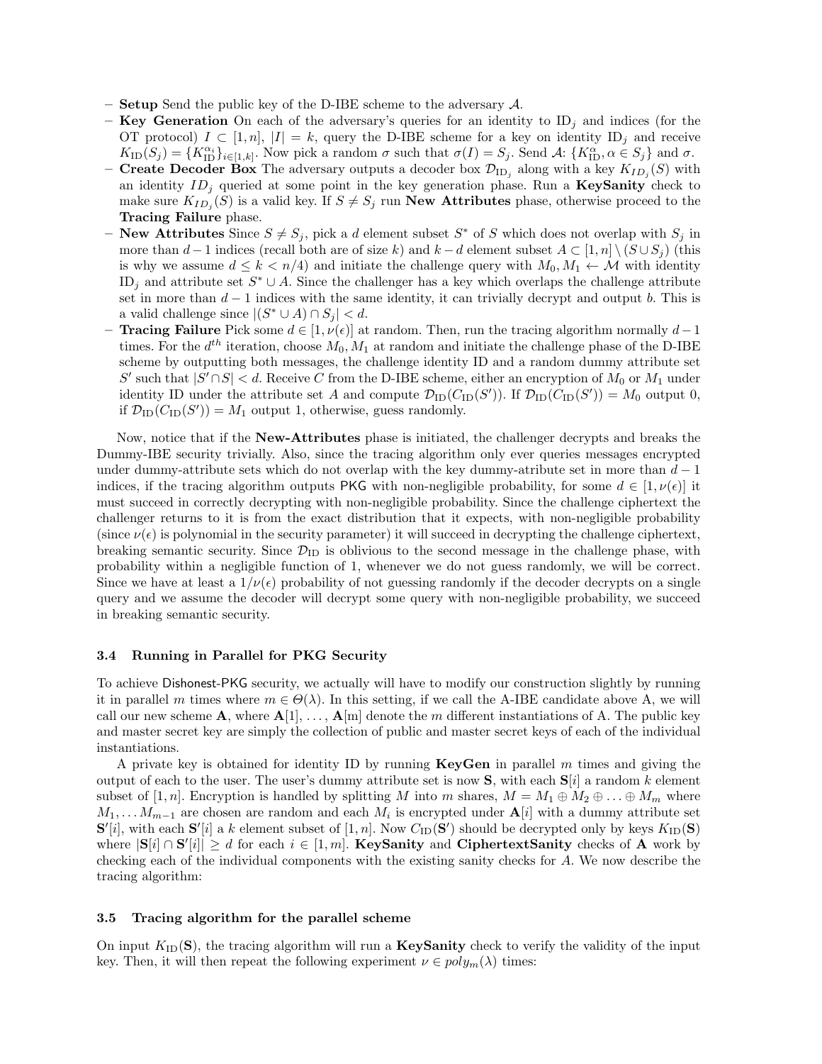- **Setup** Send the public key of the D-IBE scheme to the adversary $\mathcal{A}$.
- **Key Generation** On each of the adversary's queries for an identity to $\mathrm{ID}_j$ and indices (for the OT protocol) $I \subset [1, n]$, $|I| = k$, query the D-IBE scheme for a key on identity $\mathrm{ID}_j$ and receive $K_{\mathrm{ID}}(S_j) = \{K_{\mathrm{ID}}^{\alpha_i}\}_{i \in [1,k]}$. Now pick a random $\sigma$ such that $\sigma(I) = S_j$. Send $\mathcal{A}$: $\{K_{\mathrm{ID}}^{\alpha}, \alpha \in S_j\}$ and $\sigma$.
- **Create Decoder Box** The adversary outputs a decoder box $\mathcal{D}_{\mathrm{ID}_j}$ along with a key $K_{ID_j}(S)$ with an identity $ID_j$ queried at some point in the key generation phase. Run a **KeySanity** check to make sure $K_{ID_j}(S)$ is a valid key. If $S \neq S_j$ run **New Attributes** phase, otherwise proceed to the **Tracing Failure** phase.
- **New Attributes** Since $S \neq S_j$, pick a $d$ element subset $S^*$ of $S$ which does not overlap with $S_j$ in more than $d-1$ indices (recall both are of size $k$) and $k-d$ element subset $A \subset [1, n] \setminus (S \cup S_j)$ (this is why we assume $d \leq k < n/4$) and initiate the challenge query with $M_0, M_1 \leftarrow \mathcal{M}$ with identity $\mathrm{ID}_j$ and attribute set $S^* \cup A$. Since the challenger has a key which overlaps the challenge attribute set in more than $d-1$ indices with the same identity, it can trivially decrypt and output $b$. This is a valid challenge since $|(S^* \cup A) \cap S_j| < d$.
- **Tracing Failure** Pick some $d \in [1, \nu(\epsilon)]$ at random. Then, run the tracing algorithm normally $d-1$ times. For the $d^{th}$ iteration, choose $M_0, M_1$ at random and initiate the challenge phase of the D-IBE scheme by outputting both messages, the challenge identity ID and a random dummy attribute set $S'$ such that $|S' \cap S| < d$. Receive $C$ from the D-IBE scheme, either an encryption of $M_0$ or $M_1$ under identity ID under the attribute set $A$ and compute $\mathcal{D}_{\mathrm{ID}}(C_{\mathrm{ID}}(S'))$. If $\mathcal{D}_{\mathrm{ID}}(C_{\mathrm{ID}}(S')) = M_0$ output 0, if $\mathcal{D}_{\mathrm{ID}}(C_{\mathrm{ID}}(S')) = M_1$ output 1, otherwise, guess randomly.

Now, notice that if the **New-Attributes** phase is initiated, the challenger decrypts and breaks the Dummy-IBE security trivially. Also, since the tracing algorithm only ever queries messages encrypted under dummy-attribute sets which do not overlap with the key dummy-atribute set in more than $d-1$ indices, if the tracing algorithm outputs PKG with non-negligible probability, for some $d \in [1, \nu(\epsilon)]$ it must succeed in correctly decrypting with non-negligible probability. Since the challenge ciphertext the challenger returns to it is from the exact distribution that it expects, with non-negligible probability (since $\nu(\epsilon)$ is polynomial in the security parameter) it will succeed in decrypting the challenge ciphertext, breaking semantic security. Since $\mathcal{D}_{\mathrm{ID}}$ is oblivious to the second message in the challenge phase, with probability within a negligible function of 1, whenever we do not guess randomly, we will be correct. Since we have at least a $1/\nu(\epsilon)$ probability of not guessing randomly if the decoder decrypts on a single query and we assume the decoder will decrypt some query with non-negligible probability, we succeed in breaking semantic security.

### 3.4 Running in Parallel for PKG Security

To achieve Dishonest-PKG security, we actually will have to modify our construction slightly by running it in parallel $m$ times where $m \in \Theta(\lambda)$. In this setting, if we call the A-IBE candidate above A, we will call our new scheme $\mathbf{A}$, where $\mathbf{A}[1], \ldots, \mathbf{A}[\mathrm{m}]$ denote the $m$ different instantiations of A. The public key and master secret key are simply the collection of public and master secret keys of each of the individual instantiations.

A private key is obtained for identity ID by running **KeyGen** in parallel $m$ times and giving the output of each to the user. The user's dummy attribute set is now $\mathbf{S}$, with each $\mathbf{S}[i]$ a random $k$ element subset of $[1, n]$. Encryption is handled by splitting $M$ into $m$ shares, $M = M_1 \oplus M_2 \oplus \ldots \oplus M_m$ where $M_1, \ldots M_{m-1}$ are chosen are random and each $M_i$ is encrypted under $\mathbf{A}[i]$ with a dummy attribute set $\mathbf{S}'[i]$, with each $\mathbf{S}'[i]$ a $k$ element subset of $[1, n]$. Now $C_{\mathrm{ID}}(\mathbf{S}')$ should be decrypted only by keys $K_{\mathrm{ID}}(\mathbf{S})$ where $|\mathbf{S}[i] \cap \mathbf{S}'[i]| \geq d$ for each $i \in [1, m]$. **KeySanity** and **CiphertextSanity** checks of $\mathbf{A}$ work by checking each of the individual components with the existing sanity checks for $A$. We now describe the tracing algorithm:

### 3.5 Tracing algorithm for the parallel scheme

On input $K_{\mathrm{ID}}(\mathbf{S})$, the tracing algorithm will run a **KeySanity** check to verify the validity of the input key. Then, it will then repeat the following experiment $\nu \in poly_m(\lambda)$ times: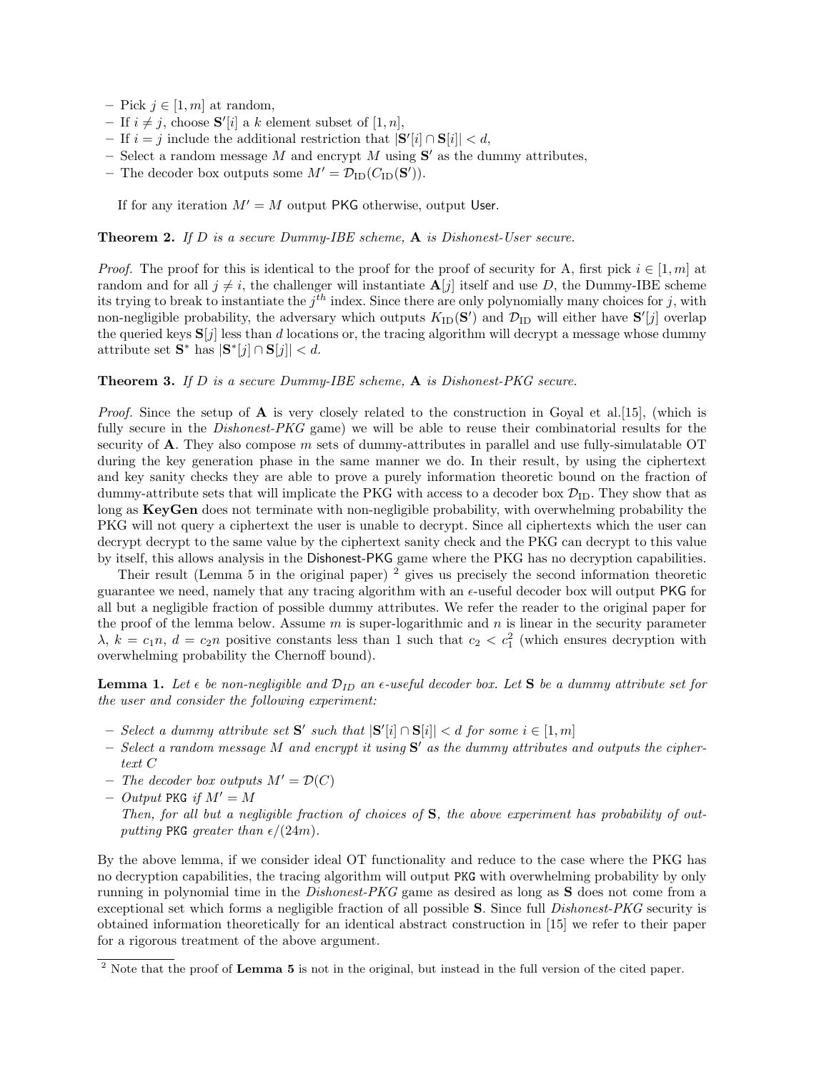- Pick $j \in [1, m]$ at random,
- If $i \neq j$, choose $\mathbf{S}'[i]$ a $k$ element subset of $[1, n]$,
- If $i = j$ include the additional restriction that $|\mathbf{S}'[i] \cap \mathbf{S}[i]| < d$,
- Select a random message $M$ and encrypt $M$ using $\mathbf{S}'$ as the dummy attributes,
- The decoder box outputs some $M' = \mathcal{D}_{\text{ID}}(C_{\text{ID}}(\mathbf{S}'))$.

If for any iteration $M' = M$ output PKG otherwise, output User.

**Theorem 2.** *If $D$ is a secure Dummy-IBE scheme,* $\mathbf{A}$ *is Dishonest-User secure.*

*Proof.* The proof for this is identical to the proof for the proof of security for A, first pick $i \in [1, m]$ at random and for all $j \neq i$, the challenger will instantiate $\mathbf{A}[j]$ itself and use $D$, the Dummy-IBE scheme its trying to break to instantiate the $j^{th}$ index. Since there are only polynomially many choices for $j$, with non-negligible probability, the adversary which outputs $K_{\text{ID}}(\mathbf{S}')$ and $\mathcal{D}_{\text{ID}}$ will either have $\mathbf{S}'[j]$ overlap the queried keys $\mathbf{S}[j]$ less than $d$ locations or, the tracing algorithm will decrypt a message whose dummy attribute set $\mathbf{S}^*$ has $|\mathbf{S}^*[j] \cap \mathbf{S}[j]| < d$.

**Theorem 3.** *If $D$ is a secure Dummy-IBE scheme,* $\mathbf{A}$ *is Dishonest-PKG secure.*

*Proof.* Since the setup of $\mathbf{A}$ is very closely related to the construction in Goyal et al.[15], (which is fully secure in the *Dishonest-PKG* game) we will be able to reuse their combinatorial results for the security of $\mathbf{A}$. They also compose $m$ sets of dummy-attributes in parallel and use fully-simulatable OT during the key generation phase in the same manner we do. In their result, by using the ciphertext and key sanity checks they are able to prove a purely information theoretic bound on the fraction of dummy-attribute sets that will implicate the PKG with access to a decoder box $\mathcal{D}_{\text{ID}}$. They show that as long as **KeyGen** does not terminate with non-negligible probability, with overwhelming probability the PKG will not query a ciphertext the user is unable to decrypt. Since all ciphertexts which the user can decrypt decrypt to the same value by the ciphertext sanity check and the PKG can decrypt to this value by itself, this allows analysis in the Dishonest-PKG game where the PKG has no decryption capabilities.

Their result (Lemma 5 in the original paper) [2] gives us precisely the second information theoretic guarantee we need, namely that any tracing algorithm with an $\epsilon$-useful decoder box will output PKG for all but a negligible fraction of possible dummy attributes. We refer the reader to the original paper for the proof of the lemma below. Assume $m$ is super-logarithmic and $n$ is linear in the security parameter $\lambda$, $k = c_1 n$, $d = c_2 n$ positive constants less than 1 such that $c_2 < c_1^2$ (which ensures decryption with overwhelming probability the Chernoff bound).

**Lemma 1.** *Let $\epsilon$ be non-negligible and $\mathcal{D}_{ID}$ an $\epsilon$-useful decoder box. Let $\mathbf{S}$ be a dummy attribute set for the user and consider the following experiment:*

- *Select a dummy attribute set $\mathbf{S}'$ such that $|\mathbf{S}'[i] \cap \mathbf{S}[i]| < d$ for some $i \in [1, m]$*
- *Select a random message $M$ and encrypt it using $\mathbf{S}'$ as the dummy attributes and outputs the ciphertext $C$*
- *The decoder box outputs $M' = \mathcal{D}(C)$*
- *Output* PKG *if $M' = M$*

*Then, for all but a negligible fraction of choices of $\mathbf{S}$, the above experiment has probability of outputting* PKG *greater than $\epsilon/(24m)$.*

By the above lemma, if we consider ideal OT functionality and reduce to the case where the PKG has no decryption capabilities, the tracing algorithm will output PKG with overwhelming probability by only running in polynomial time in the *Dishonest-PKG* game as desired as long as $\mathbf{S}$ does not come from a exceptional set which forms a negligible fraction of all possible $\mathbf{S}$. Since full *Dishonest-PKG* security is obtained information theoretically for an identical abstract construction in [15] we refer to their paper for a rigorous treatment of the above argument.

[2] Note that the proof of **Lemma 5** is not in the original, but instead in the full version of the cited paper.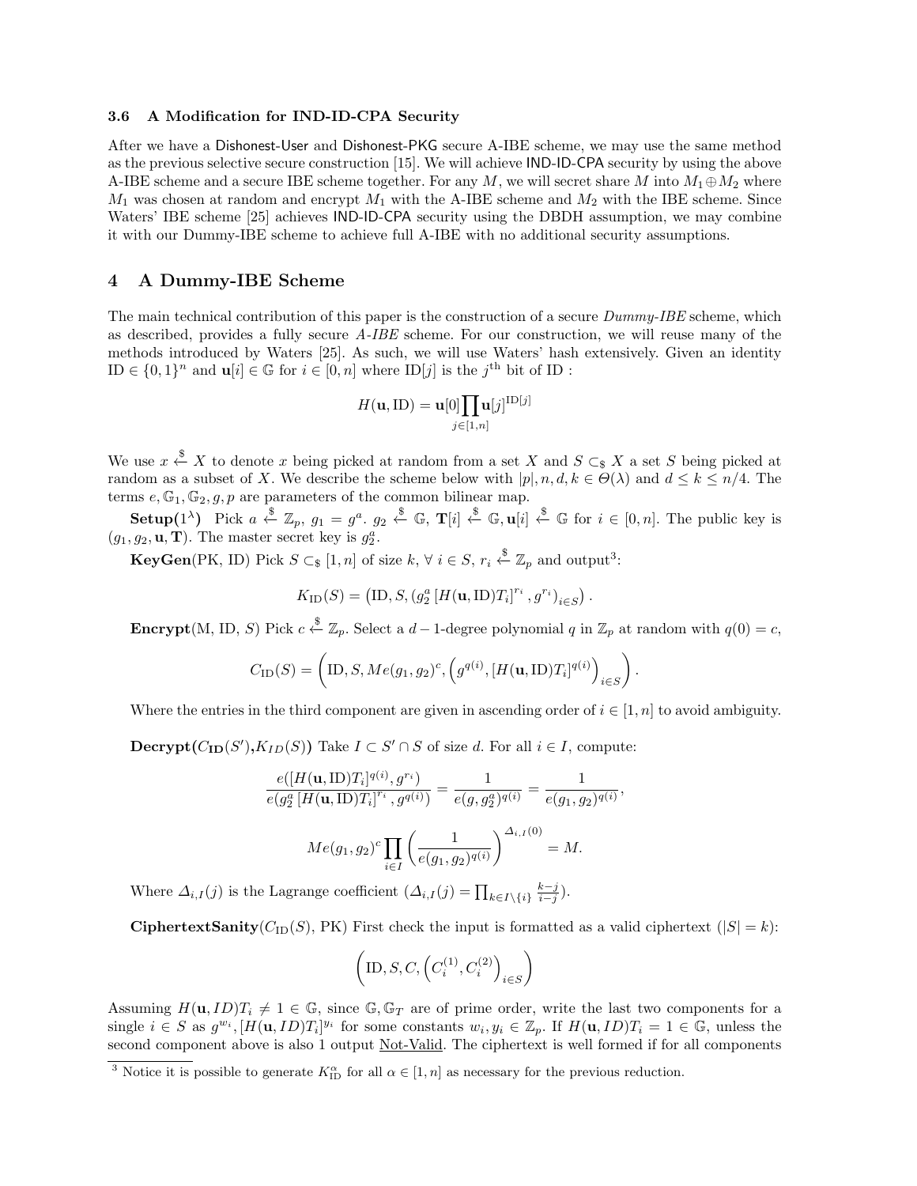### 3.6 A Modification for IND-ID-CPA Security

After we have a Dishonest-User and Dishonest-PKG secure A-IBE scheme, we may use the same method as the previous selective secure construction [15]. We will achieve IND-ID-CPA security by using the above A-IBE scheme and a secure IBE scheme together. For any $M$, we will secret share $M$ into $M_1 \oplus M_2$ where $M_1$ was chosen at random and encrypt $M_1$ with the A-IBE scheme and $M_2$ with the IBE scheme. Since Waters' IBE scheme [25] achieves IND-ID-CPA security using the DBDH assumption, we may combine it with our Dummy-IBE scheme to achieve full A-IBE with no additional security assumptions.

## 4 A Dummy-IBE Scheme

The main technical contribution of this paper is the construction of a secure *Dummy-IBE* scheme, which as described, provides a fully secure *A-IBE* scheme. For our construction, we will reuse many of the methods introduced by Waters [25]. As such, we will use Waters' hash extensively. Given an identity $\text{ID} \in \{0,1\}^n$ and $\mathbf{u}[i] \in \mathbb{G}$ for $i \in [0,n]$ where $\text{ID}[j]$ is the $j^{\text{th}}$ bit of ID :

$$H(\mathbf{u}, \text{ID}) = \mathbf{u}[0] \prod_{j \in [1,n]} \mathbf{u}[j]^{\text{ID}[j]}$$

We use $x \xleftarrow{\$} X$ to denote $x$ being picked at random from a set $X$ and $S \subset_{\$} X$ a set $S$ being picked at random as a subset of $X$. We describe the scheme below with $|p|, n, d, k \in \Theta(\lambda)$ and $d \leq k \leq n/4$. The terms $e, \mathbb{G}_1, \mathbb{G}_2, g, p$ are parameters of the common bilinear map.

**Setup($1^\lambda$)** Pick $a \xleftarrow{\$} \mathbb{Z}_p$, $g_1 = g^a$. $g_2 \xleftarrow{\$} \mathbb{G}$, $\mathbf{T}[i] \xleftarrow{\$} \mathbb{G}, \mathbf{u}[i] \xleftarrow{\$} \mathbb{G}$ for $i \in [0,n]$. The public key is $(g_1, g_2, \mathbf{u}, \mathbf{T})$. The master secret key is $g_2^a$.

**KeyGen**(PK, ID) Pick $S \subset_{\$} [1,n]$ of size $k$, $\forall\, i \in S$, $r_i \xleftarrow{\$} \mathbb{Z}_p$ and output[3]:

$$K_{\text{ID}}(S) = \left(\text{ID}, S, (g_2^a \left[H(\mathbf{u}, \text{ID})T_i\right]^{r_i}, g^{r_i})_{i \in S}\right).$$

**Encrypt**(M, ID, $S$) Pick $c \xleftarrow{\$} \mathbb{Z}_p$. Select a $d-1$-degree polynomial $q$ in $\mathbb{Z}_p$ at random with $q(0) = c$,

$$C_{\text{ID}}(S) = \left(\text{ID}, S, Me(g_1, g_2)^c, \left(g^{q(i)}, [H(\mathbf{u}, \text{ID})T_i]^{q(i)}\right)_{i \in S}\right).$$

Where the entries in the third component are given in ascending order of $i \in [1,n]$ to avoid ambiguity.

**Decrypt($C_{\mathbf{ID}}(S')$,$K_{ID}(S)$)** Take $I \subset S' \cap S$ of size $d$. For all $i \in I$, compute:

$$\frac{e([H(\mathbf{u}, \text{ID})T_i]^{q(i)}, g^{r_i})}{e(g_2^a \left[H(\mathbf{u}, \text{ID})T_i\right]^{r_i}, g^{q(i)})} = \frac{1}{e(g, g_2^a)^{q(i)}} = \frac{1}{e(g_1, g_2)^{q(i)}},$$

$$Me(g_1, g_2)^c \prod_{i \in I} \left(\frac{1}{e(g_1, g_2)^{q(i)}}\right)^{\Delta_{i,I}(0)} = M.$$

Where $\Delta_{i,I}(j)$ is the Lagrange coefficient ($\Delta_{i,I}(j) = \prod_{k \in I \setminus \{i\}} \frac{k-j}{i-j}$).

**CiphertextSanity**($C_{\text{ID}}(S)$, PK) First check the input is formatted as a valid ciphertext ($|S| = k$):

$$\left(\text{ID}, S, C, \left(C_i^{(1)}, C_i^{(2)}\right)_{i \in S}\right)$$

Assuming $H(\mathbf{u}, ID)T_i \neq 1 \in \mathbb{G}$, since $\mathbb{G}, \mathbb{G}_T$ are of prime order, write the last two components for a single $i \in S$ as $g^{w_i}, [H(\mathbf{u}, ID)T_i]^{y_i}$ for some constants $w_i, y_i \in \mathbb{Z}_p$. If $H(\mathbf{u}, ID)T_i = 1 \in \mathbb{G}$, unless the second component above is also 1 output Not-Valid. The ciphertext is well formed if for all components

[3] Notice it is possible to generate $K_{\text{ID}}^{\alpha}$ for all $\alpha \in [1,n]$ as necessary for the previous reduction.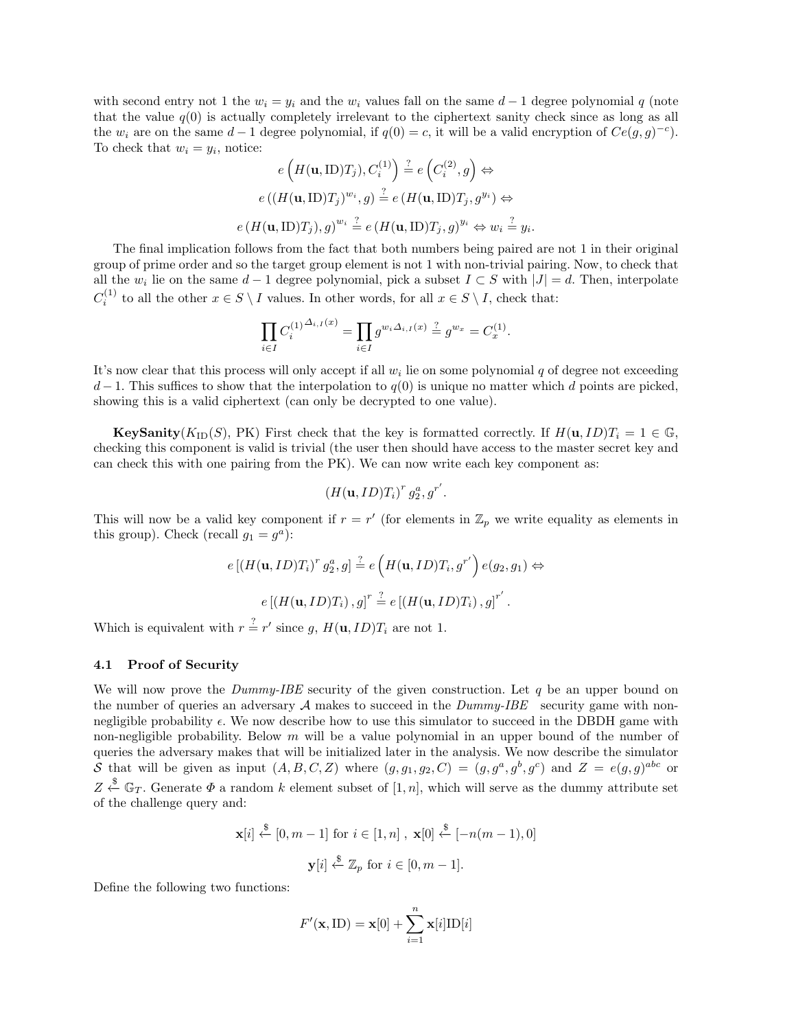with second entry not 1 the $w_i = y_i$ and the $w_i$ values fall on the same $d-1$ degree polynomial $q$ (note that the value $q(0)$ is actually completely irrelevant to the ciphertext sanity check since as long as all the $w_i$ are on the same $d-1$ degree polynomial, if $q(0) = c$, it will be a valid encryption of $Ce(g,g)^{-c}$). To check that $w_i = y_i$, notice:

$$e\left(H(\mathbf{u}, \mathrm{ID})T_j), C_i^{(1)}\right) \stackrel{?}{=} e\left(C_i^{(2)}, g\right) \Leftrightarrow$$

$$e\left((H(\mathbf{u}, \mathrm{ID})T_j)^{w_i}, g\right) \stackrel{?}{=} e\left(H(\mathbf{u}, \mathrm{ID})T_j, g^{y_i}\right) \Leftrightarrow$$

$$e\left(H(\mathbf{u}, \mathrm{ID})T_j), g\right)^{w_i} \stackrel{?}{=} e\left(H(\mathbf{u}, \mathrm{ID})T_j, g\right)^{y_i} \Leftrightarrow w_i \stackrel{?}{=} y_i.$$

The final implication follows from the fact that both numbers being paired are not 1 in their original group of prime order and so the target group element is not 1 with non-trivial pairing. Now, to check that all the $w_i$ lie on the same $d-1$ degree polynomial, pick a subset $I \subset S$ with $|J| = d$. Then, interpolate $C_i^{(1)}$ to all the other $x \in S \setminus I$ values. In other words, for all $x \in S \setminus I$, check that:

$$\prod_{i \in I} C_i^{(1)\Delta_{i,I}(x)} = \prod_{i \in I} g^{w_i \Delta_{i,I}(x)} \stackrel{?}{=} g^{w_x} = C_x^{(1)}.$$

It's now clear that this process will only accept if all $w_i$ lie on some polynomial $q$ of degree not exceeding $d-1$. This suffices to show that the interpolation to $q(0)$ is unique no matter which $d$ points are picked, showing this is a valid ciphertext (can only be decrypted to one value).

**KeySanity**($K_{\mathrm{ID}}(S)$, PK) First check that the key is formatted correctly. If $H(\mathbf{u}, ID)T_i = 1 \in \mathbb{G}$, checking this component is valid is trivial (the user then should have access to the master secret key and can check this with one pairing from the PK). We can now write each key component as:

$$\left(H(\mathbf{u}, ID)T_i\right)^r g_2^a, g^{r'}.$$

This will now be a valid key component if $r = r'$ (for elements in $\mathbb{Z}_p$ we write equality as elements in this group). Check (recall $g_1 = g^a$):

$$e\left[\left(H(\mathbf{u}, ID)T_i\right)^r g_2^a, g\right] \stackrel{?}{=} e\left(H(\mathbf{u}, ID)T_i, g^{r'}\right) e(g_2, g_1) \Leftrightarrow$$

$$e\left[\left(H(\mathbf{u}, ID)T_i\right), g\right]^r \stackrel{?}{=} e\left[\left(H(\mathbf{u}, ID)T_i\right), g\right]^{r'}.$$

Which is equivalent with $r \stackrel{?}{=} r'$ since $g$, $H(\mathbf{u}, ID)T_i$ are not 1.

### 4.1 Proof of Security

We will now prove the *Dummy-IBE* security of the given construction. Let $q$ be an upper bound on the number of queries an adversary $\mathcal{A}$ makes to succeed in the *Dummy-IBE* security game with non-negligible probability $\epsilon$. We now describe how to use this simulator to succeed in the DBDH game with non-negligible probability. Below $m$ will be a value polynomial in an upper bound of the number of queries the adversary makes that will be initialized later in the analysis. We now describe the simulator $\mathcal{S}$ that will be given as input $(A, B, C, Z)$ where $(g, g_1, g_2, C) = (g, g^a, g^b, g^c)$ and $Z = e(g,g)^{abc}$ or $Z \xleftarrow{\$} \mathbb{G}_T$. Generate $\Phi$ a random $k$ element subset of $[1, n]$, which will serve as the dummy attribute set of the challenge query and:

$$\mathbf{x}[i] \xleftarrow{\$} [0, m-1] \text{ for } i \in [1, n]\ ,\ \mathbf{x}[0] \xleftarrow{\$} [-n(m-1), 0]$$

$$\mathbf{y}[i] \xleftarrow{\$} \mathbb{Z}_p \text{ for } i \in [0, m-1].$$

Define the following two functions:

$$F'(\mathbf{x}, \mathrm{ID}) = \mathbf{x}[0] + \sum_{i=1}^{n} \mathbf{x}[i]\mathrm{ID}[i]$$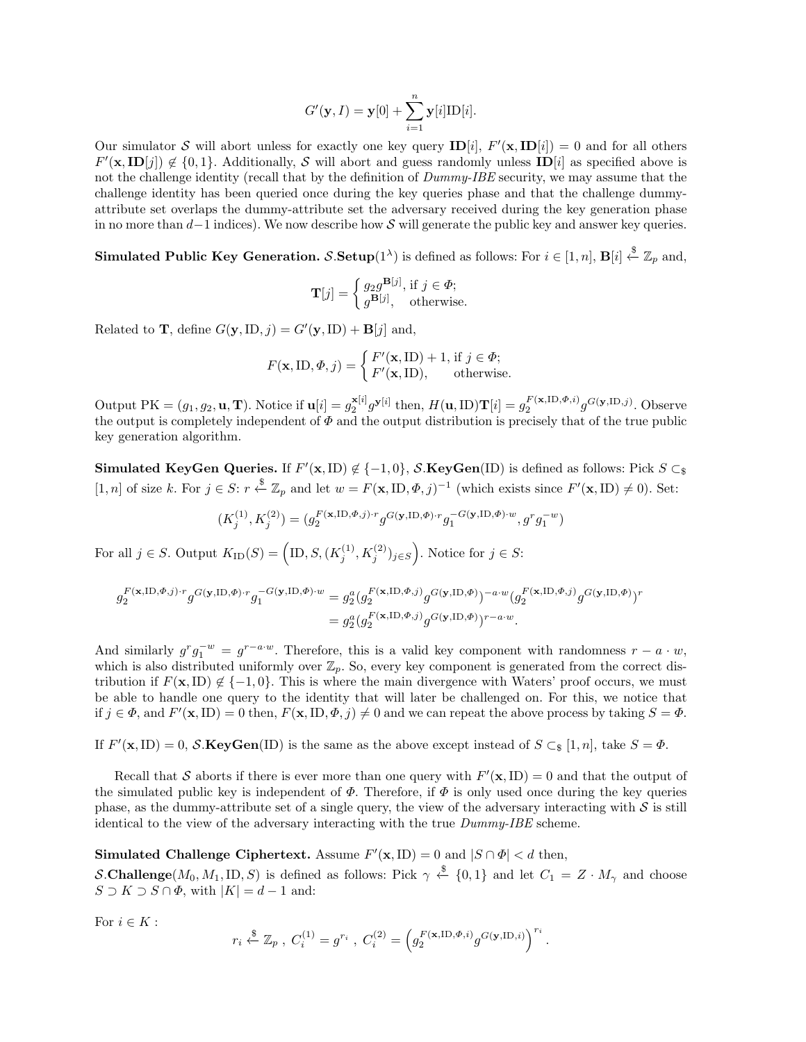$$G'(\mathbf{y}, I) = \mathbf{y}[0] + \sum_{i=1}^{n} \mathbf{y}[i]\text{ID}[i].$$

Our simulator $\mathcal{S}$ will abort unless for exactly one key query $\mathbf{ID}[i]$, $F'(\mathbf{x}, \mathbf{ID}[i]) = 0$ and for all others $F'(\mathbf{x}, \mathbf{ID}[j]) \notin \{0, 1\}$. Additionally, $\mathcal{S}$ will abort and guess randomly unless $\mathbf{ID}[i]$ as specified above is not the challenge identity (recall that by the definition of *Dummy-IBE* security, we may assume that the challenge identity has been queried once during the key queries phase and that the challenge dummy-attribute set overlaps the dummy-attribute set the adversary received during the key generation phase in no more than $d-1$ indices). We now describe how $\mathcal{S}$ will generate the public key and answer key queries.

**Simulated Public Key Generation.** $\mathcal{S}.\mathbf{Setup}(1^\lambda)$ is defined as follows: For $i \in [1, n]$, $\mathbf{B}[i] \xleftarrow{\$} \mathbb{Z}_p$ and,

$$\mathbf{T}[j] = \begin{cases} g_2 g^{\mathbf{B}[j]}, & \text{if } j \in \Phi; \\ g^{\mathbf{B}[j]}, & \text{otherwise.} \end{cases}$$

Related to $\mathbf{T}$, define $G(\mathbf{y}, \text{ID}, j) = G'(\mathbf{y}, \text{ID}) + \mathbf{B}[j]$ and,

$$F(\mathbf{x}, \text{ID}, \Phi, j) = \begin{cases} F'(\mathbf{x}, \text{ID}) + 1, & \text{if } j \in \Phi; \\ F'(\mathbf{x}, \text{ID}), & \text{otherwise.} \end{cases}$$

Output $\text{PK} = (g_1, g_2, \mathbf{u}, \mathbf{T})$. Notice if $\mathbf{u}[i] = g_2^{\mathbf{x}[i]} g^{\mathbf{y}[i]}$ then, $H(\mathbf{u}, \text{ID})\mathbf{T}[i] = g_2^{F(\mathbf{x},\text{ID},\Phi,i)} g^{G(\mathbf{y},\text{ID},j)}$. Observe the output is completely independent of $\Phi$ and the output distribution is precisely that of the true public key generation algorithm.

**Simulated KeyGen Queries.** If $F'(\mathbf{x}, \text{ID}) \notin \{-1, 0\}$, $\mathcal{S}.\mathbf{KeyGen}(\text{ID})$ is defined as follows: Pick $S \subset_\$ [1, n]$ of size $k$. For $j \in S$: $r \xleftarrow{\$} \mathbb{Z}_p$ and let $w = F(\mathbf{x}, \text{ID}, \Phi, j)^{-1}$ (which exists since $F'(\mathbf{x}, \text{ID}) \neq 0$). Set:

$$(K_j^{(1)}, K_j^{(2)}) = (g_2^{F(\mathbf{x},\text{ID},\Phi,j)\cdot r} g^{G(\mathbf{y},\text{ID},\Phi)\cdot r} g_1^{-G(\mathbf{y},\text{ID},\Phi)\cdot w}, g^r g_1^{-w})$$

For all $j \in S$. Output $K_{\text{ID}}(S) = \left(\text{ID}, S, (K_j^{(1)}, K_j^{(2)})_{j \in S}\right)$. Notice for $j \in S$:

$$\begin{aligned} g_2^{F(\mathbf{x},\text{ID},\Phi,j)\cdot r} g^{G(\mathbf{y},\text{ID},\Phi)\cdot r} g_1^{-G(\mathbf{y},\text{ID},\Phi)\cdot w} &= g_2^a (g_2^{F(\mathbf{x},\text{ID},\Phi,j)} g^{G(\mathbf{y},\text{ID},\Phi)})^{-a\cdot w} (g_2^{F(\mathbf{x},\text{ID},\Phi,j)} g^{G(\mathbf{y},\text{ID},\Phi)})^r \\ &= g_2^a (g_2^{F(\mathbf{x},\text{ID},\Phi,j)} g^{G(\mathbf{y},\text{ID},\Phi)})^{r-a\cdot w}. \end{aligned}$$

And similarly $g^r g_1^{-w} = g^{r-a\cdot w}$. Therefore, this is a valid key component with randomness $r - a \cdot w$, which is also distributed uniformly over $\mathbb{Z}_p$. So, every key component is generated from the correct distribution if $F(\mathbf{x}, \text{ID}) \notin \{-1, 0\}$. This is where the main divergence with Waters' proof occurs, we must be able to handle one query to the identity that will later be challenged on. For this, we notice that if $j \in \Phi$, and $F'(\mathbf{x}, \text{ID}) = 0$ then, $F(\mathbf{x}, \text{ID}, \Phi, j) \neq 0$ and we can repeat the above process by taking $S = \Phi$.

If $F'(\mathbf{x}, \text{ID}) = 0$, $\mathcal{S}.\mathbf{KeyGen}(\text{ID})$ is the same as the above except instead of $S \subset_\$ [1, n]$, take $S = \Phi$.

Recall that $\mathcal{S}$ aborts if there is ever more than one query with $F'(\mathbf{x}, \text{ID}) = 0$ and that the output of the simulated public key is independent of $\Phi$. Therefore, if $\Phi$ is only used once during the key queries phase, as the dummy-attribute set of a single query, the view of the adversary interacting with $\mathcal{S}$ is still identical to the view of the adversary interacting with the true *Dummy-IBE* scheme.

**Simulated Challenge Ciphertext.** Assume $F'(\mathbf{x}, \text{ID}) = 0$ and $|S \cap \Phi| < d$ then,

$\mathcal{S}.\mathbf{Challenge}(M_0, M_1, \text{ID}, S)$ is defined as follows: Pick $\gamma \xleftarrow{\$} \{0, 1\}$ and let $C_1 = Z \cdot M_\gamma$ and choose $S \supset K \supset S \cap \Phi$, with $|K| = d - 1$ and:

For $i \in K$ :

$$r_i \xleftarrow{\$} \mathbb{Z}_p \ , \ C_i^{(1)} = g^{r_i} \ , \ C_i^{(2)} = \left(g_2^{F(\mathbf{x},\text{ID},\Phi,i)} g^{G(\mathbf{y},\text{ID},i)}\right)^{r_i}.$$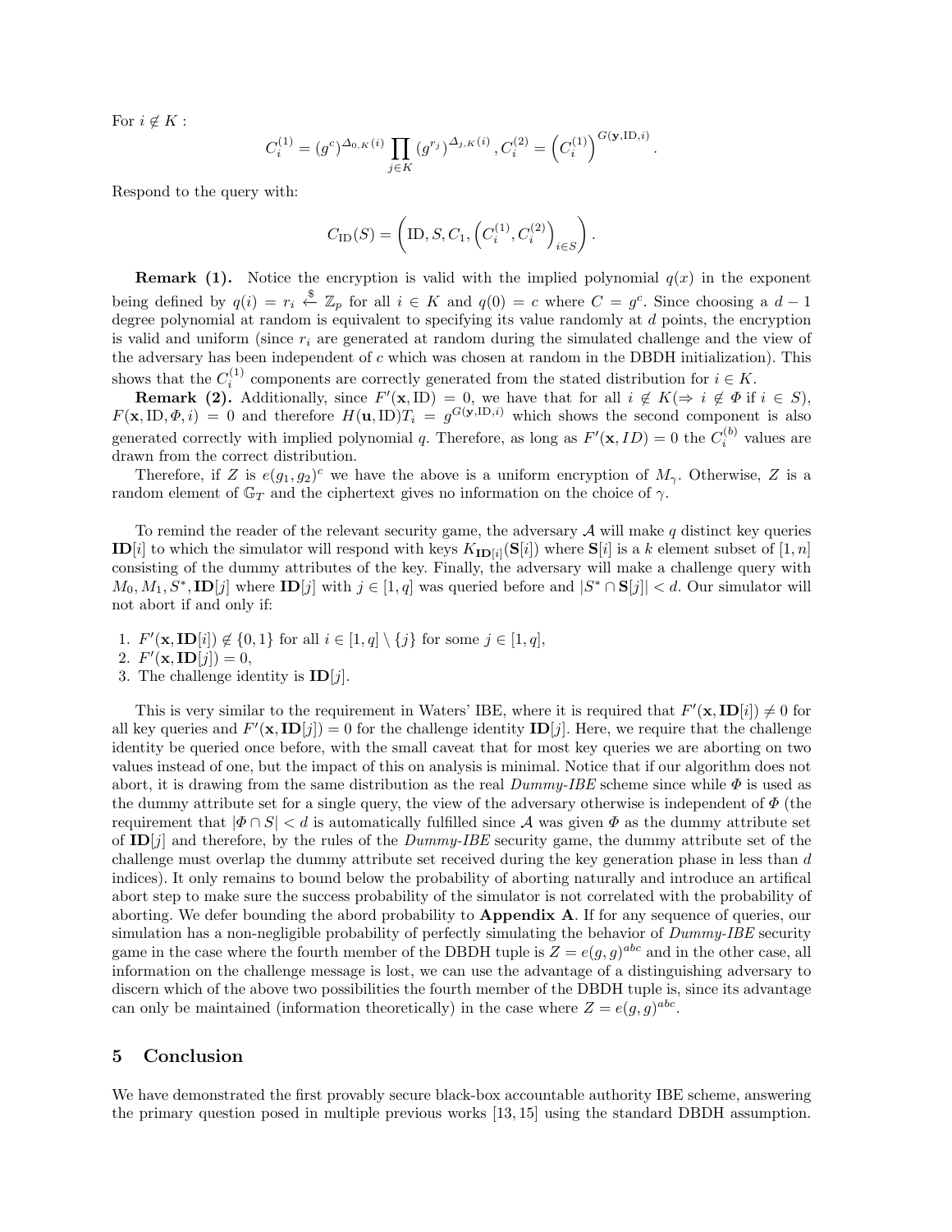For $i \notin K$ :

$$C_i^{(1)} = (g^c)^{\Delta_{0,K}(i)} \prod_{j \in K} (g^{r_j})^{\Delta_{j,K}(i)}, C_i^{(2)} = \left(C_i^{(1)}\right)^{G(\mathbf{y},\mathrm{ID},i)}.$$

Respond to the query with:

$$C_{\mathrm{ID}}(S) = \left(\mathrm{ID}, S, C_1, \left(C_i^{(1)}, C_i^{(2)}\right)_{i \in S}\right).$$

**Remark (1).** Notice the encryption is valid with the implied polynomial $q(x)$ in the exponent being defined by $q(i) = r_i \stackrel{\$}{\leftarrow} \mathbb{Z}_p$ for all $i \in K$ and $q(0) = c$ where $C = g^c$. Since choosing a $d-1$ degree polynomial at random is equivalent to specifying its value randomly at $d$ points, the encryption is valid and uniform (since $r_i$ are generated at random during the simulated challenge and the view of the adversary has been independent of $c$ which was chosen at random in the DBDH initialization). This shows that the $C_i^{(1)}$ components are correctly generated from the stated distribution for $i \in K$.

**Remark (2).** Additionally, since $F'(\mathbf{x}, \mathrm{ID}) = 0$, we have that for all $i \notin K (\Rightarrow i \notin \Phi$ if $i \in S)$, $F(\mathbf{x}, \mathrm{ID}, \Phi, i) = 0$ and therefore $H(\mathbf{u}, \mathrm{ID})T_i = g^{G(\mathbf{y},\mathrm{ID},i)}$ which shows the second component is also generated correctly with implied polynomial $q$. Therefore, as long as $F'(\mathbf{x}, ID) = 0$ the $C_i^{(b)}$ values are drawn from the correct distribution.

Therefore, if $Z$ is $e(g_1, g_2)^c$ we have the above is a uniform encryption of $M_\gamma$. Otherwise, $Z$ is a random element of $\mathbb{G}_T$ and the ciphertext gives no information on the choice of $\gamma$.

To remind the reader of the relevant security game, the adversary $\mathcal{A}$ will make $q$ distinct key queries $\mathbf{ID}[i]$ to which the simulator will respond with keys $K_{\mathbf{ID}[i]}(\mathbf{S}[i])$ where $\mathbf{S}[i]$ is a $k$ element subset of $[1, n]$ consisting of the dummy attributes of the key. Finally, the adversary will make a challenge query with $M_0, M_1, S^*, \mathbf{ID}[j]$ where $\mathbf{ID}[j]$ with $j \in [1, q]$ was queried before and $|S^* \cap \mathbf{S}[j]| < d$. Our simulator will not abort if and only if:

1. $F'(\mathbf{x}, \mathbf{ID}[i]) \notin \{0, 1\}$ for all $i \in [1, q] \setminus \{j\}$ for some $j \in [1, q]$,
2. $F'(\mathbf{x}, \mathbf{ID}[j]) = 0$,
3. The challenge identity is $\mathbf{ID}[j]$.

This is very similar to the requirement in Waters' IBE, where it is required that $F'(\mathbf{x}, \mathbf{ID}[i]) \neq 0$ for all key queries and $F'(\mathbf{x}, \mathbf{ID}[j]) = 0$ for the challenge identity $\mathbf{ID}[j]$. Here, we require that the challenge identity be queried once before, with the small caveat that for most key queries we are aborting on two values instead of one, but the impact of this on analysis is minimal. Notice that if our algorithm does not abort, it is drawing from the same distribution as the real *Dummy-IBE* scheme since while $\Phi$ is used as the dummy attribute set for a single query, the view of the adversary otherwise is independent of $\Phi$ (the requirement that $|\Phi \cap S| < d$ is automatically fulfilled since $\mathcal{A}$ was given $\Phi$ as the dummy attribute set of $\mathbf{ID}[j]$ and therefore, by the rules of the *Dummy-IBE* security game, the dummy attribute set of the challenge must overlap the dummy attribute set received during the key generation phase in less than $d$ indices). It only remains to bound below the probability of aborting naturally and introduce an artifical abort step to make sure the success probability of the simulator is not correlated with the probability of aborting. We defer bounding the abord probability to **Appendix A**. If for any sequence of queries, our simulation has a non-negligible probability of perfectly simulating the behavior of *Dummy-IBE* security game in the case where the fourth member of the DBDH tuple is $Z = e(g, g)^{abc}$ and in the other case, all information on the challenge message is lost, we can use the advantage of a distinguishing adversary to discern which of the above two possibilities the fourth member of the DBDH tuple is, since its advantage can only be maintained (information theoretically) in the case where $Z = e(g, g)^{abc}$.

## 5 Conclusion

We have demonstrated the first provably secure black-box accountable authority IBE scheme, answering the primary question posed in multiple previous works [13, 15] using the standard DBDH assumption.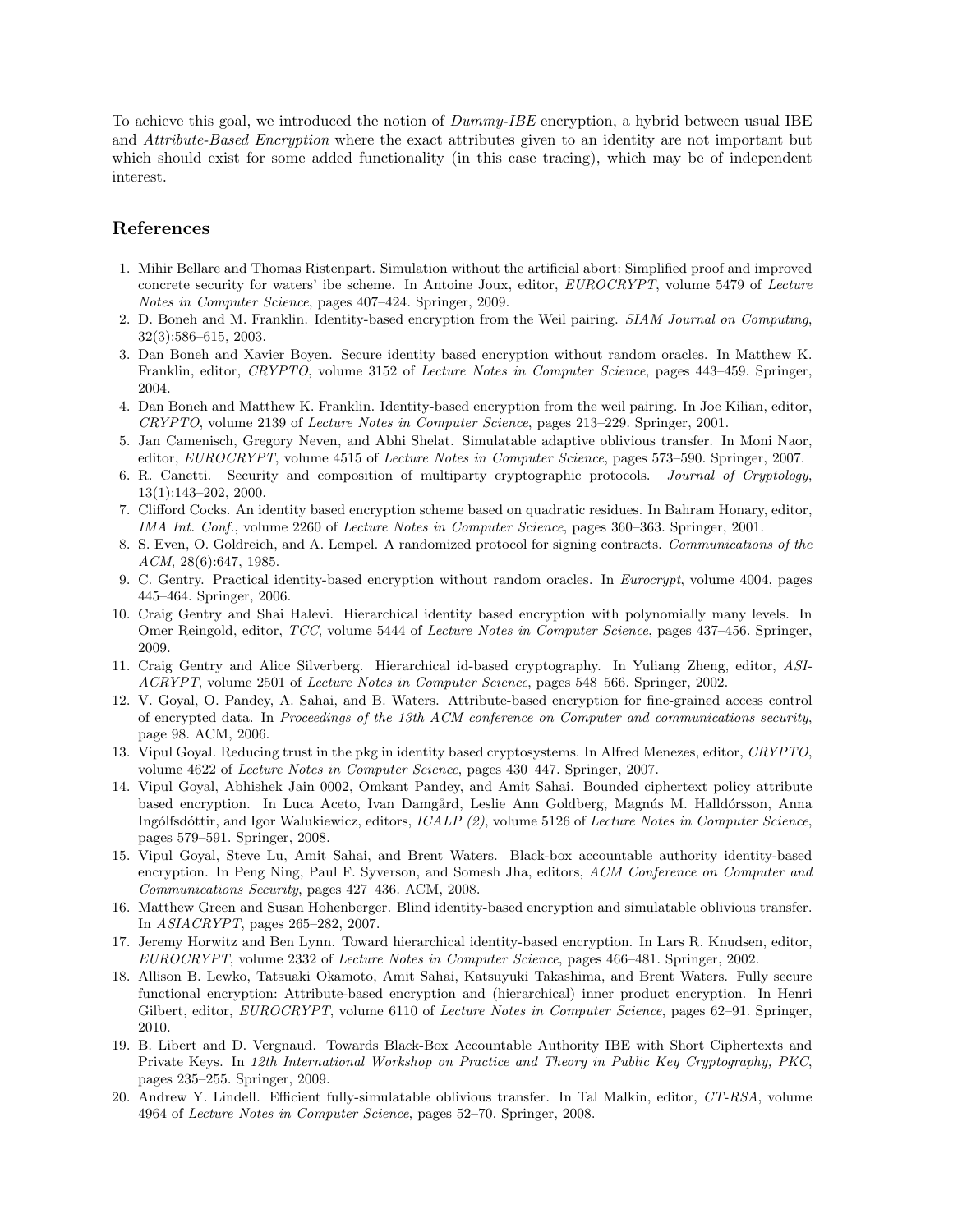To achieve this goal, we introduced the notion of *Dummy-IBE* encryption, a hybrid between usual IBE and *Attribute-Based Encryption* where the exact attributes given to an identity are not important but which should exist for some added functionality (in this case tracing), which may be of independent interest.

## References

1. Mihir Bellare and Thomas Ristenpart. Simulation without the artificial abort: Simplified proof and improved concrete security for waters' ibe scheme. In Antoine Joux, editor, *EUROCRYPT*, volume 5479 of *Lecture Notes in Computer Science*, pages 407–424. Springer, 2009.
2. D. Boneh and M. Franklin. Identity-based encryption from the Weil pairing. *SIAM Journal on Computing*, 32(3):586–615, 2003.
3. Dan Boneh and Xavier Boyen. Secure identity based encryption without random oracles. In Matthew K. Franklin, editor, *CRYPTO*, volume 3152 of *Lecture Notes in Computer Science*, pages 443–459. Springer, 2004.
4. Dan Boneh and Matthew K. Franklin. Identity-based encryption from the weil pairing. In Joe Kilian, editor, *CRYPTO*, volume 2139 of *Lecture Notes in Computer Science*, pages 213–229. Springer, 2001.
5. Jan Camenisch, Gregory Neven, and Abhi Shelat. Simulatable adaptive oblivious transfer. In Moni Naor, editor, *EUROCRYPT*, volume 4515 of *Lecture Notes in Computer Science*, pages 573–590. Springer, 2007.
6. R. Canetti. Security and composition of multiparty cryptographic protocols. *Journal of Cryptology*, 13(1):143–202, 2000.
7. Clifford Cocks. An identity based encryption scheme based on quadratic residues. In Bahram Honary, editor, *IMA Int. Conf.*, volume 2260 of *Lecture Notes in Computer Science*, pages 360–363. Springer, 2001.
8. S. Even, O. Goldreich, and A. Lempel. A randomized protocol for signing contracts. *Communications of the ACM*, 28(6):647, 1985.
9. C. Gentry. Practical identity-based encryption without random oracles. In *Eurocrypt*, volume 4004, pages 445–464. Springer, 2006.
10. Craig Gentry and Shai Halevi. Hierarchical identity based encryption with polynomially many levels. In Omer Reingold, editor, *TCC*, volume 5444 of *Lecture Notes in Computer Science*, pages 437–456. Springer, 2009.
11. Craig Gentry and Alice Silverberg. Hierarchical id-based cryptography. In Yuliang Zheng, editor, *ASIACRYPT*, volume 2501 of *Lecture Notes in Computer Science*, pages 548–566. Springer, 2002.
12. V. Goyal, O. Pandey, A. Sahai, and B. Waters. Attribute-based encryption for fine-grained access control of encrypted data. In *Proceedings of the 13th ACM conference on Computer and communications security*, page 98. ACM, 2006.
13. Vipul Goyal. Reducing trust in the pkg in identity based cryptosystems. In Alfred Menezes, editor, *CRYPTO*, volume 4622 of *Lecture Notes in Computer Science*, pages 430–447. Springer, 2007.
14. Vipul Goyal, Abhishek Jain 0002, Omkant Pandey, and Amit Sahai. Bounded ciphertext policy attribute based encryption. In Luca Aceto, Ivan Damgård, Leslie Ann Goldberg, Magnús M. Halldórsson, Anna Ingólfsdóttir, and Igor Walukiewicz, editors, *ICALP (2)*, volume 5126 of *Lecture Notes in Computer Science*, pages 579–591. Springer, 2008.
15. Vipul Goyal, Steve Lu, Amit Sahai, and Brent Waters. Black-box accountable authority identity-based encryption. In Peng Ning, Paul F. Syverson, and Somesh Jha, editors, *ACM Conference on Computer and Communications Security*, pages 427–436. ACM, 2008.
16. Matthew Green and Susan Hohenberger. Blind identity-based encryption and simulatable oblivious transfer. In *ASIACRYPT*, pages 265–282, 2007.
17. Jeremy Horwitz and Ben Lynn. Toward hierarchical identity-based encryption. In Lars R. Knudsen, editor, *EUROCRYPT*, volume 2332 of *Lecture Notes in Computer Science*, pages 466–481. Springer, 2002.
18. Allison B. Lewko, Tatsuaki Okamoto, Amit Sahai, Katsuyuki Takashima, and Brent Waters. Fully secure functional encryption: Attribute-based encryption and (hierarchical) inner product encryption. In Henri Gilbert, editor, *EUROCRYPT*, volume 6110 of *Lecture Notes in Computer Science*, pages 62–91. Springer, 2010.
19. B. Libert and D. Vergnaud. Towards Black-Box Accountable Authority IBE with Short Ciphertexts and Private Keys. In *12th International Workshop on Practice and Theory in Public Key Cryptography, PKC*, pages 235–255. Springer, 2009.
20. Andrew Y. Lindell. Efficient fully-simulatable oblivious transfer. In Tal Malkin, editor, *CT-RSA*, volume 4964 of *Lecture Notes in Computer Science*, pages 52–70. Springer, 2008.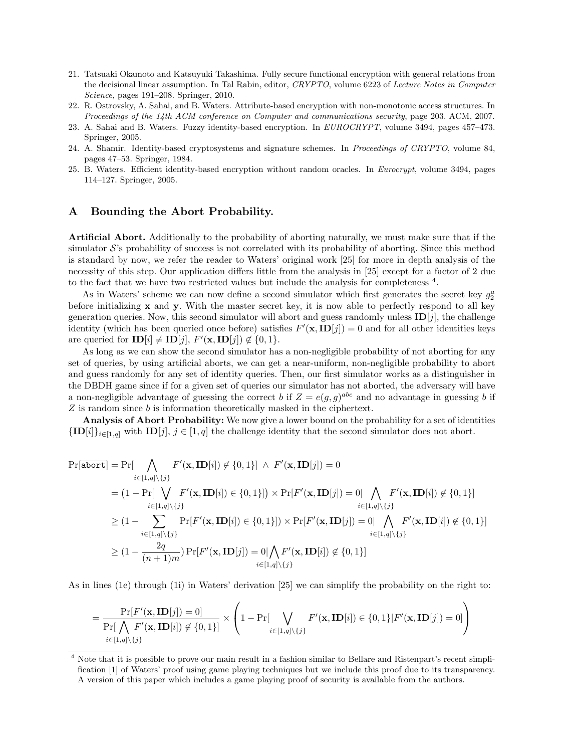21. Tatsuaki Okamoto and Katsuyuki Takashima. Fully secure functional encryption with general relations from the decisional linear assumption. In Tal Rabin, editor, *CRYPTO*, volume 6223 of *Lecture Notes in Computer Science*, pages 191–208. Springer, 2010.
22. R. Ostrovsky, A. Sahai, and B. Waters. Attribute-based encryption with non-monotonic access structures. In *Proceedings of the 14th ACM conference on Computer and communications security*, page 203. ACM, 2007.
23. A. Sahai and B. Waters. Fuzzy identity-based encryption. In *EUROCRYPT*, volume 3494, pages 457–473. Springer, 2005.
24. A. Shamir. Identity-based cryptosystems and signature schemes. In *Proceedings of CRYPTO*, volume 84, pages 47–53. Springer, 1984.
25. B. Waters. Efficient identity-based encryption without random oracles. In *Eurocrypt*, volume 3494, pages 114–127. Springer, 2005.

# A Bounding the Abort Probability.

**Artificial Abort.** Additionally to the probability of aborting naturally, we must make sure that if the simulator $\mathcal{S}$'s probability of success is not correlated with its probability of aborting. Since this method is standard by now, we refer the reader to Waters' original work [25] for more in depth analysis of the necessity of this step. Our application differs little from the analysis in [25] except for a factor of 2 due to the fact that we have two restricted values but include the analysis for completeness [4].

As in Waters' scheme we can now define a second simulator which first generates the secret key $g_2^a$ before initializing $\mathbf{x}$ and $\mathbf{y}$. With the master secret key, it is now able to perfectly respond to all key generation queries. Now, this second simulator will abort and guess randomly unless $\mathbf{ID}[j]$, the challenge identity (which has been queried once before) satisfies $F'(\mathbf{x}, \mathbf{ID}[j]) = 0$ and for all other identities keys are queried for $\mathbf{ID}[i] \neq \mathbf{ID}[j]$, $F'(\mathbf{x}, \mathbf{ID}[j]) \notin \{0, 1\}$.

As long as we can show the second simulator has a non-negligible probability of not aborting for any set of queries, by using artificial aborts, we can get a near-uniform, non-negligible probability to abort and guess randomly for any set of identity queries. Then, our first simulator works as a distinguisher in the DBDH game since if for a given set of queries our simulator has not aborted, the adversary will have a non-negligible advantage of guessing the correct $b$ if $Z = e(g, g)^{abc}$ and no advantage in guessing $b$ if $Z$ is random since $b$ is information theoretically masked in the ciphertext.

**Analysis of Abort Probability:** We now give a lower bound on the probability for a set of identities $\{\mathbf{ID}[i]\}_{i \in [1,q]}$ with $\mathbf{ID}[j]$, $j \in [1, q]$ the challenge identity that the second simulator does not abort.

$$
\begin{aligned}
\Pr[\overline{\texttt{abort}}] &= \Pr[\bigwedge_{i \in [1,q] \setminus \{j\}} F'(\mathbf{x}, \mathbf{ID}[i]) \notin \{0, 1\}] \ \wedge \ F'(\mathbf{x}, \mathbf{ID}[j]) = 0 \\
&= \big(1 - \Pr[\bigvee_{i \in [1,q] \setminus \{j\}} F'(\mathbf{x}, \mathbf{ID}[i]) \in \{0, 1\}]\big) \times \Pr[F'(\mathbf{x}, \mathbf{ID}[j]) = 0 | \bigwedge_{i \in [1,q] \setminus \{j\}} F'(\mathbf{x}, \mathbf{ID}[i]) \notin \{0, 1\}] \\
&\geq (1 - \sum_{i \in [1,q] \setminus \{j\}} \Pr[F'(\mathbf{x}, \mathbf{ID}[i]) \in \{0, 1\}]) \times \Pr[F'(\mathbf{x}, \mathbf{ID}[j]) = 0 | \bigwedge_{i \in [1,q] \setminus \{j\}} F'(\mathbf{x}, \mathbf{ID}[i]) \notin \{0, 1\}] \\
&\geq (1 - \frac{2q}{(n+1)m}) \Pr[F'(\mathbf{x}, \mathbf{ID}[j]) = 0 | \bigwedge_{i \in [1,q] \setminus \{j\}} F'(\mathbf{x}, \mathbf{ID}[i]) \notin \{0, 1\}]
\end{aligned}
$$

As in lines (1e) through (1i) in Waters' derivation [25] we can simplify the probability on the right to:

$$
= \frac{\Pr[F'(\mathbf{x}, \mathbf{ID}[j]) = 0]}{\Pr[\bigwedge_{i \in [1,q] \setminus \{j\}} F'(\mathbf{x}, \mathbf{ID}[i]) \notin \{0, 1\}]} \times \left( 1 - \Pr[\bigvee_{i \in [1,q] \setminus \{j\}} F'(\mathbf{x}, \mathbf{ID}[i]) \in \{0, 1\} | F'(\mathbf{x}, \mathbf{ID}[j]) = 0] \right)
$$

[4] Note that it is possible to prove our main result in a fashion similar to Bellare and Ristenpart's recent simplification [1] of Waters' proof using game playing techniques but we include this proof due to its transparency. A version of this paper which includes a game playing proof of security is available from the authors.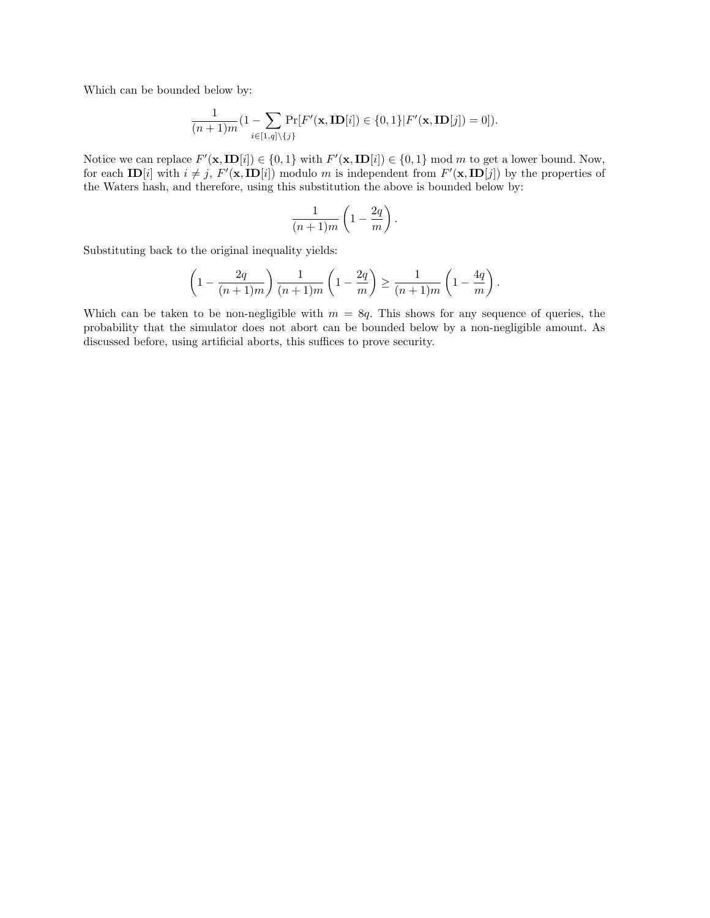Which can be bounded below by:

$$\frac{1}{(n+1)m}(1 - \sum_{i \in [1,q] \setminus \{j\}} \Pr[F'(\mathbf{x}, \mathbf{ID}[i]) \in \{0,1\} | F'(\mathbf{x}, \mathbf{ID}[j]) = 0]).$$

Notice we can replace $F'(\mathbf{x}, \mathbf{ID}[i]) \in \{0,1\}$ with $F'(\mathbf{x}, \mathbf{ID}[i]) \in \{0,1\} \bmod m$ to get a lower bound. Now, for each $\mathbf{ID}[i]$ with $i \neq j$, $F'(\mathbf{x}, \mathbf{ID}[i])$ modulo $m$ is independent from $F'(\mathbf{x}, \mathbf{ID}[j])$ by the properties of the Waters hash, and therefore, using this substitution the above is bounded below by:

$$\frac{1}{(n+1)m}\left(1 - \frac{2q}{m}\right).$$

Substituting back to the original inequality yields:

$$\left(1 - \frac{2q}{(n+1)m}\right)\frac{1}{(n+1)m}\left(1 - \frac{2q}{m}\right) \geq \frac{1}{(n+1)m}\left(1 - \frac{4q}{m}\right).$$

Which can be taken to be non-negligible with $m = 8q$. This shows for any sequence of queries, the probability that the simulator does not abort can be bounded below by a non-negligible amount. As discussed before, using artificial aborts, this suffices to prove security.